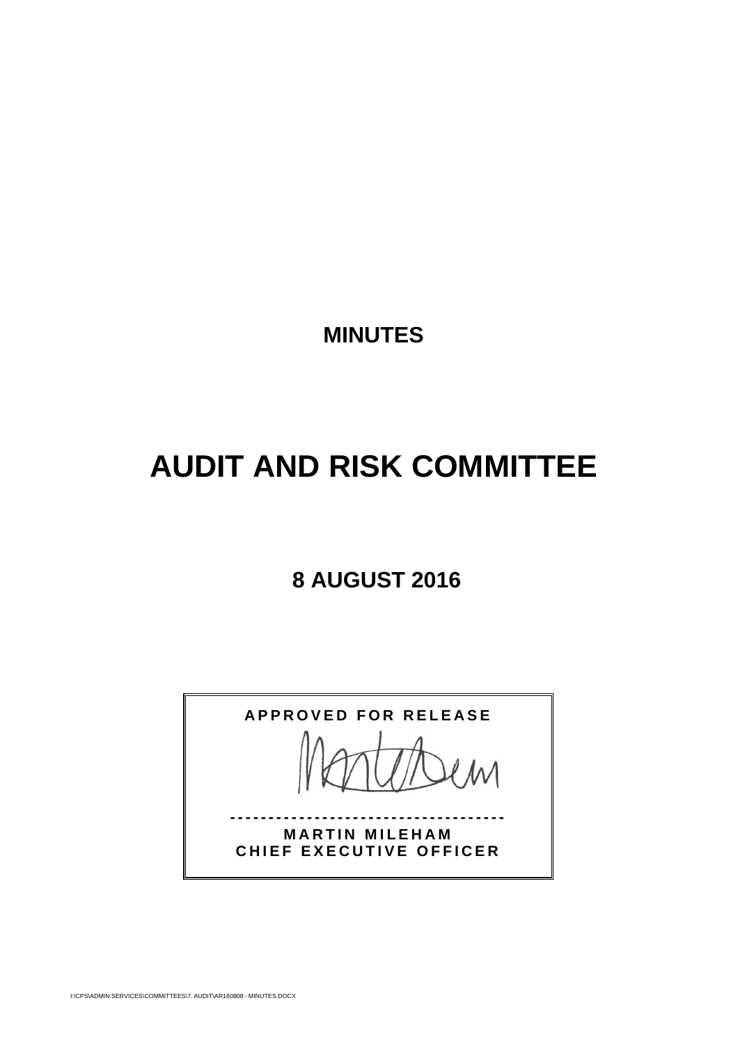# MINUTES

# AUDIT AND RISK COMMITTEE

## 8 AUGUST 2016

**APPROVED FOR RELEASE**

-----------------------------------

**MARTIN MILEHAM**
**CHIEF EXECUTIVE OFFICER**

I:\CPS\ADMIN SERVICES\COMMITTEES\7. AUDIT\AR160808 - MINUTES.DOCX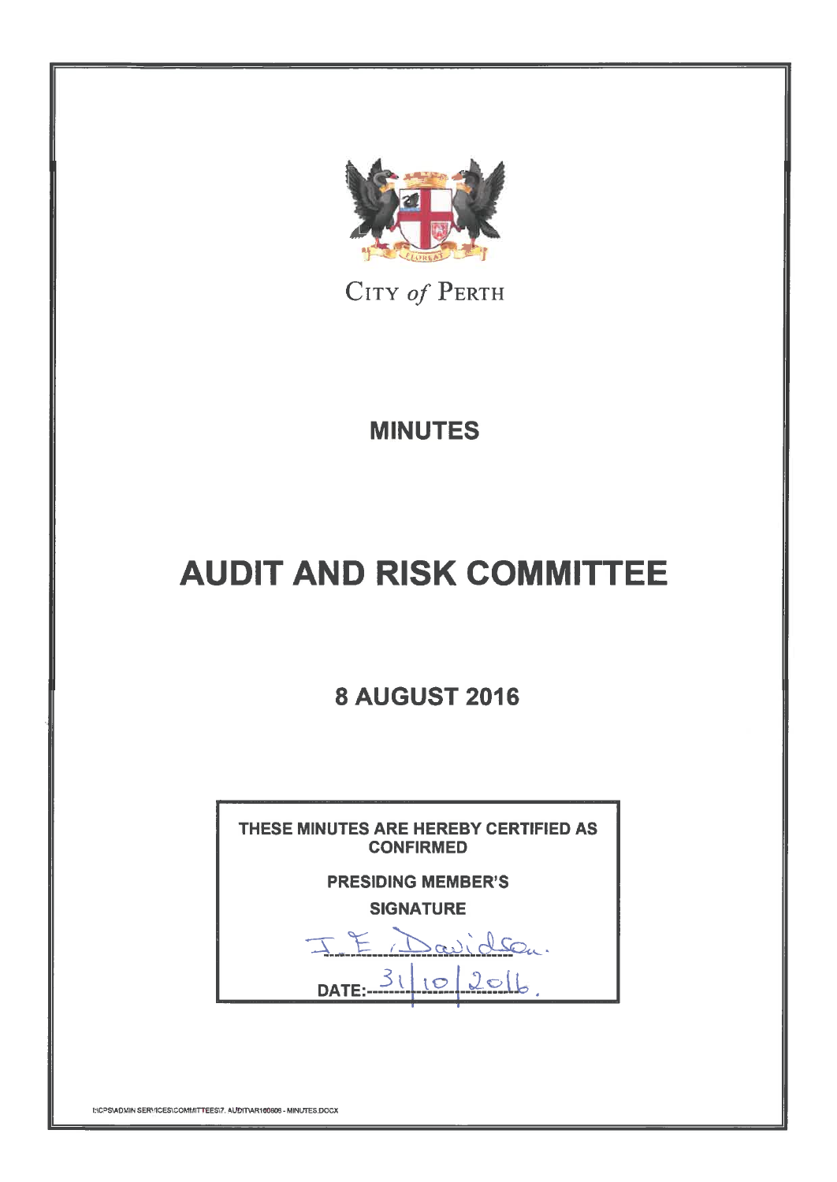CITY of PERTH

# MINUTES

# AUDIT AND RISK COMMITTEE

## 8 AUGUST 2016

THESE MINUTES ARE HEREBY CERTIFIED AS CONFIRMED

PRESIDING MEMBER'S SIGNATURE

I. E. Davidson.

DATE: 31/10/2016.

I:\CPS\ADMIN SERVICES\COMMITTEES\7. AUDIT\AR160808 - MINUTES.DOCX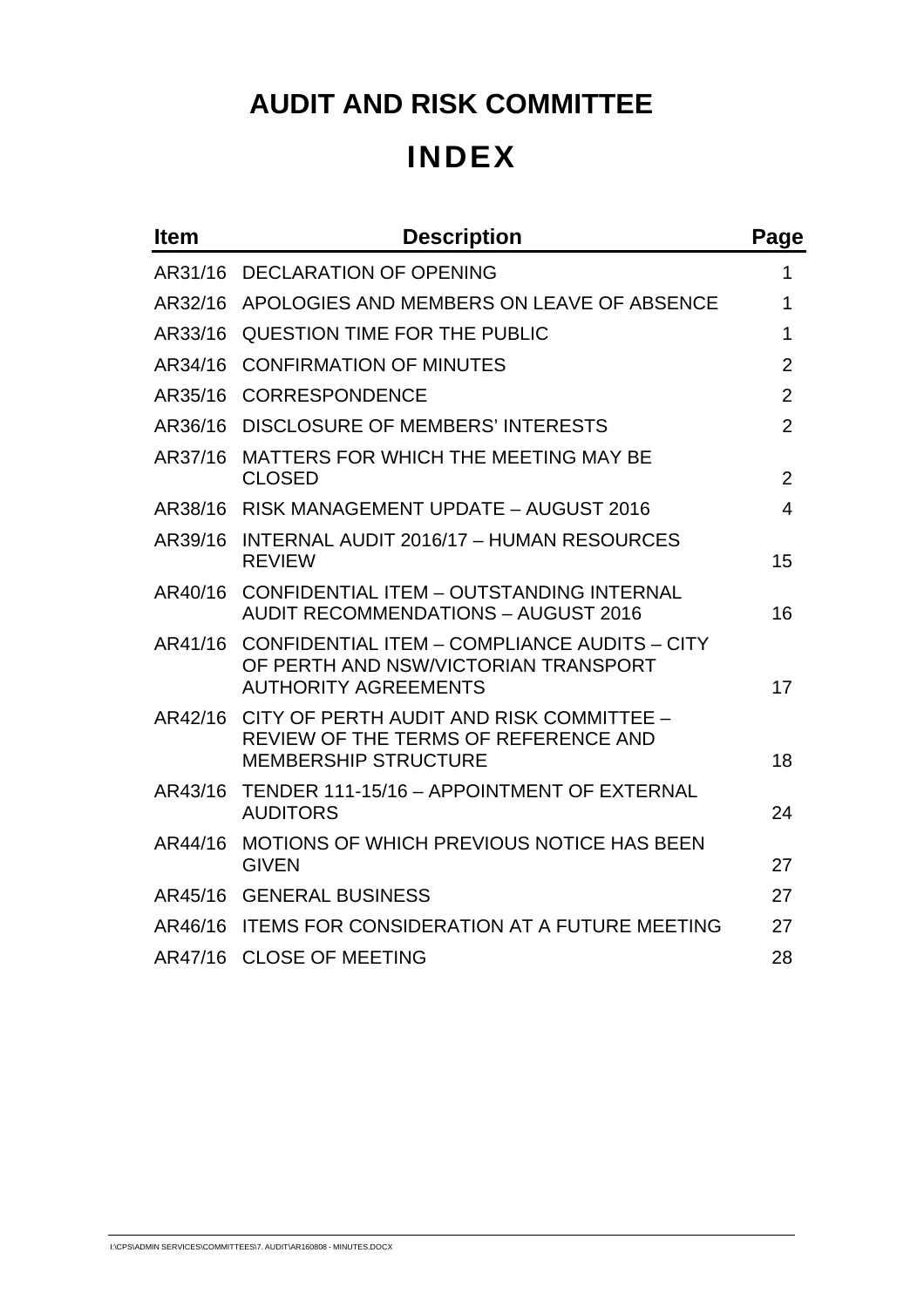# AUDIT AND RISK COMMITTEE

# INDEX

| Item | Description | Page |
| --- | --- | --- |
| AR31/16 | DECLARATION OF OPENING | 1 |
| AR32/16 | APOLOGIES AND MEMBERS ON LEAVE OF ABSENCE | 1 |
| AR33/16 | QUESTION TIME FOR THE PUBLIC | 1 |
| AR34/16 | CONFIRMATION OF MINUTES | 2 |
| AR35/16 | CORRESPONDENCE | 2 |
| AR36/16 | DISCLOSURE OF MEMBERS' INTERESTS | 2 |
| AR37/16 | MATTERS FOR WHICH THE MEETING MAY BE CLOSED | 2 |
| AR38/16 | RISK MANAGEMENT UPDATE – AUGUST 2016 | 4 |
| AR39/16 | INTERNAL AUDIT 2016/17 – HUMAN RESOURCES REVIEW | 15 |
| AR40/16 | CONFIDENTIAL ITEM – OUTSTANDING INTERNAL AUDIT RECOMMENDATIONS – AUGUST 2016 | 16 |
| AR41/16 | CONFIDENTIAL ITEM – COMPLIANCE AUDITS – CITY OF PERTH AND NSW/VICTORIAN TRANSPORT AUTHORITY AGREEMENTS | 17 |
| AR42/16 | CITY OF PERTH AUDIT AND RISK COMMITTEE – REVIEW OF THE TERMS OF REFERENCE AND MEMBERSHIP STRUCTURE | 18 |
| AR43/16 | TENDER 111-15/16 – APPOINTMENT OF EXTERNAL AUDITORS | 24 |
| AR44/16 | MOTIONS OF WHICH PREVIOUS NOTICE HAS BEEN GIVEN | 27 |
| AR45/16 | GENERAL BUSINESS | 27 |
| AR46/16 | ITEMS FOR CONSIDERATION AT A FUTURE MEETING | 27 |
| AR47/16 | CLOSE OF MEETING | 28 |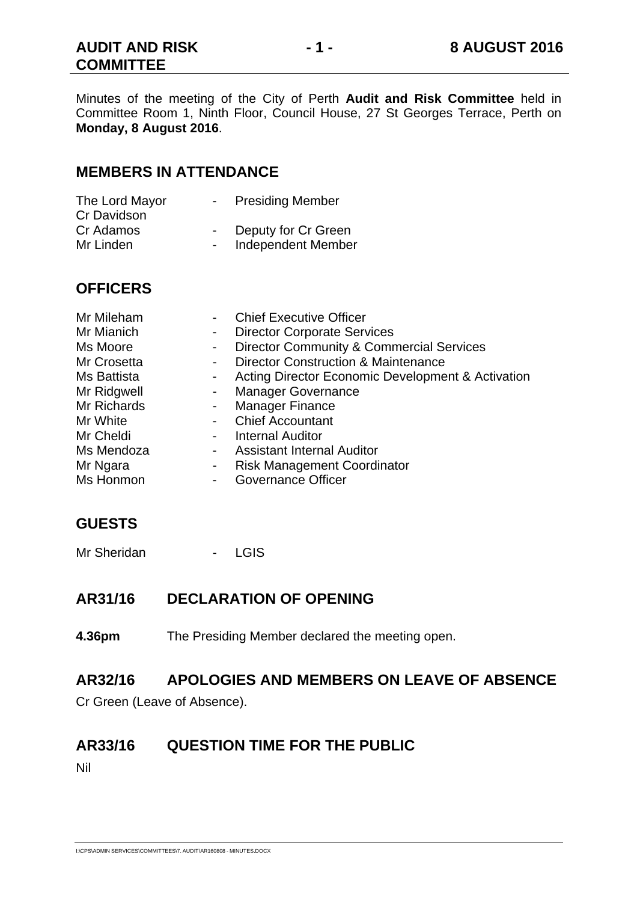Minutes of the meeting of the City of Perth **Audit and Risk Committee** held in Committee Room 1, Ninth Floor, Council House, 27 St Georges Terrace, Perth on **Monday, 8 August 2016**.

## MEMBERS IN ATTENDANCE

| | | |
|---|---|---|
| The Lord Mayor | - | Presiding Member |
| Cr Davidson | | |
| Cr Adamos | - | Deputy for Cr Green |
| Mr Linden | - | Independent Member |

## OFFICERS

| | | |
|---|---|---|
| Mr Mileham | - | Chief Executive Officer |
| Mr Mianich | - | Director Corporate Services |
| Ms Moore | - | Director Community & Commercial Services |
| Mr Crosetta | - | Director Construction & Maintenance |
| Ms Battista | - | Acting Director Economic Development & Activation |
| Mr Ridgwell | - | Manager Governance |
| Mr Richards | - | Manager Finance |
| Mr White | - | Chief Accountant |
| Mr Cheldi | - | Internal Auditor |
| Ms Mendoza | - | Assistant Internal Auditor |
| Mr Ngara | - | Risk Management Coordinator |
| Ms Honmon | - | Governance Officer |

## GUESTS

| | | |
|---|---|---|
| Mr Sheridan | - | LGIS |

## AR31/16 DECLARATION OF OPENING

**4.36pm** The Presiding Member declared the meeting open.

## AR32/16 APOLOGIES AND MEMBERS ON LEAVE OF ABSENCE

Cr Green (Leave of Absence).

## AR33/16 QUESTION TIME FOR THE PUBLIC

Nil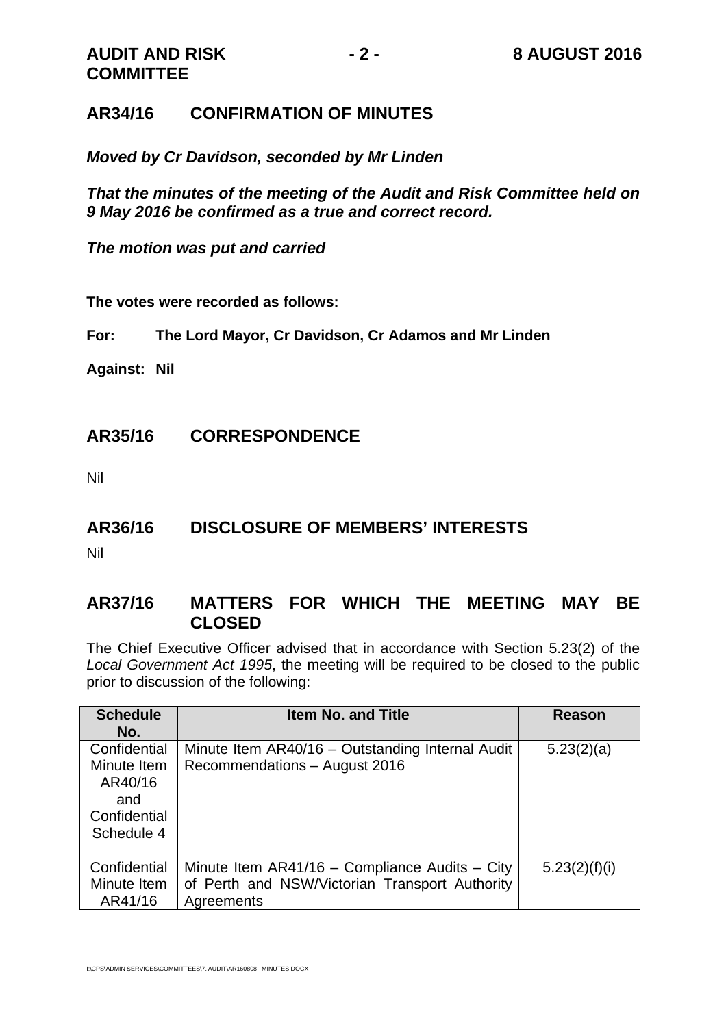## AR34/16 CONFIRMATION OF MINUTES

***Moved by Cr Davidson, seconded by Mr Linden***

***That the minutes of the meeting of the Audit and Risk Committee held on 9 May 2016 be confirmed as a true and correct record.***

***The motion was put and carried***

**The votes were recorded as follows:**

**For: The Lord Mayor, Cr Davidson, Cr Adamos and Mr Linden**

**Against: Nil**

## AR35/16 CORRESPONDENCE

Nil

## AR36/16 DISCLOSURE OF MEMBERS' INTERESTS

Nil

## AR37/16 MATTERS FOR WHICH THE MEETING MAY BE CLOSED

The Chief Executive Officer advised that in accordance with Section 5.23(2) of the *Local Government Act 1995*, the meeting will be required to be closed to the public prior to discussion of the following:

| Schedule No. | Item No. and Title | Reason |
|---|---|---|
| Confidential Minute Item AR40/16 and Confidential Schedule 4 | Minute Item AR40/16 – Outstanding Internal Audit Recommendations – August 2016 | 5.23(2)(a) |
| Confidential Minute Item AR41/16 | Minute Item AR41/16 – Compliance Audits – City of Perth and NSW/Victorian Transport Authority Agreements | 5.23(2)(f)(i) |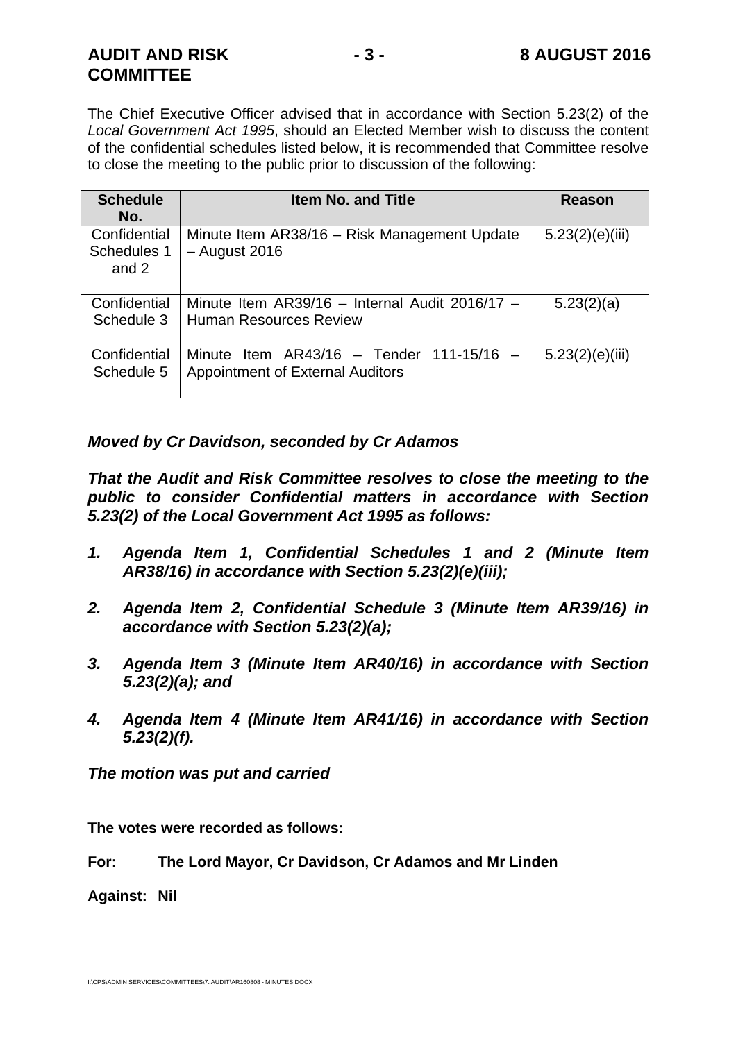The Chief Executive Officer advised that in accordance with Section 5.23(2) of the *Local Government Act 1995*, should an Elected Member wish to discuss the content of the confidential schedules listed below, it is recommended that Committee resolve to close the meeting to the public prior to discussion of the following:

| Schedule No. | Item No. and Title | Reason |
|---|---|---|
| Confidential Schedules 1 and 2 | Minute Item AR38/16 – Risk Management Update – August 2016 | 5.23(2)(e)(iii) |
| Confidential Schedule 3 | Minute Item AR39/16 – Internal Audit 2016/17 – Human Resources Review | 5.23(2)(a) |
| Confidential Schedule 5 | Minute Item AR43/16 – Tender 111-15/16 – Appointment of External Auditors | 5.23(2)(e)(iii) |

***Moved by Cr Davidson, seconded by Cr Adamos***

***That the Audit and Risk Committee resolves to close the meeting to the public to consider Confidential matters in accordance with Section 5.23(2) of the Local Government Act 1995 as follows:***

1. ***Agenda Item 1, Confidential Schedules 1 and 2 (Minute Item AR38/16) in accordance with Section 5.23(2)(e)(iii);***

2. ***Agenda Item 2, Confidential Schedule 3 (Minute Item AR39/16) in accordance with Section 5.23(2)(a);***

3. ***Agenda Item 3 (Minute Item AR40/16) in accordance with Section 5.23(2)(a); and***

4. ***Agenda Item 4 (Minute Item AR41/16) in accordance with Section 5.23(2)(f).***

***The motion was put and carried***

**The votes were recorded as follows:**

**For: The Lord Mayor, Cr Davidson, Cr Adamos and Mr Linden**

**Against: Nil**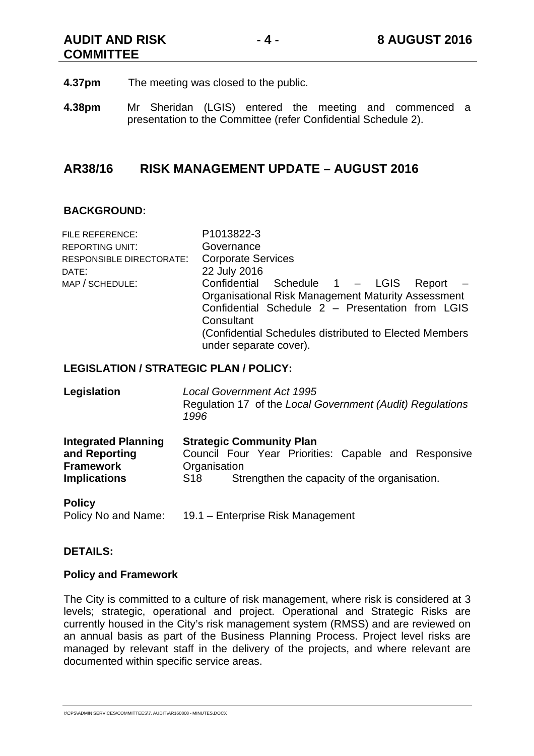**4.37pm** The meeting was closed to the public.

**4.38pm** Mr Sheridan (LGIS) entered the meeting and commenced a presentation to the Committee (refer Confidential Schedule 2).

## AR38/16 RISK MANAGEMENT UPDATE – AUGUST 2016

### BACKGROUND:

| | |
|---|---|
| FILE REFERENCE: | P1013822-3 |
| REPORTING UNIT: | Governance |
| RESPONSIBLE DIRECTORATE: | Corporate Services |
| DATE: | 22 July 2016 |
| MAP / SCHEDULE: | Confidential Schedule 1 – LGIS Report – Organisational Risk Management Maturity Assessment<br>Confidential Schedule 2 – Presentation from LGIS Consultant<br>(Confidential Schedules distributed to Elected Members under separate cover). |

### LEGISLATION / STRATEGIC PLAN / POLICY:

**Legislation**
*Local Government Act 1995*
Regulation 17 of the *Local Government (Audit) Regulations 1996*

**Integrated Planning and Reporting Framework Implications**
**Strategic Community Plan**
Council Four Year Priorities: Capable and Responsive Organisation
S18 Strengthen the capacity of the organisation.

**Policy**
Policy No and Name: 19.1 – Enterprise Risk Management

### DETAILS:

**Policy and Framework**

The City is committed to a culture of risk management, where risk is considered at 3 levels; strategic, operational and project. Operational and Strategic Risks are currently housed in the City's risk management system (RMSS) and are reviewed on an annual basis as part of the Business Planning Process. Project level risks are managed by relevant staff in the delivery of the projects, and where relevant are documented within specific service areas.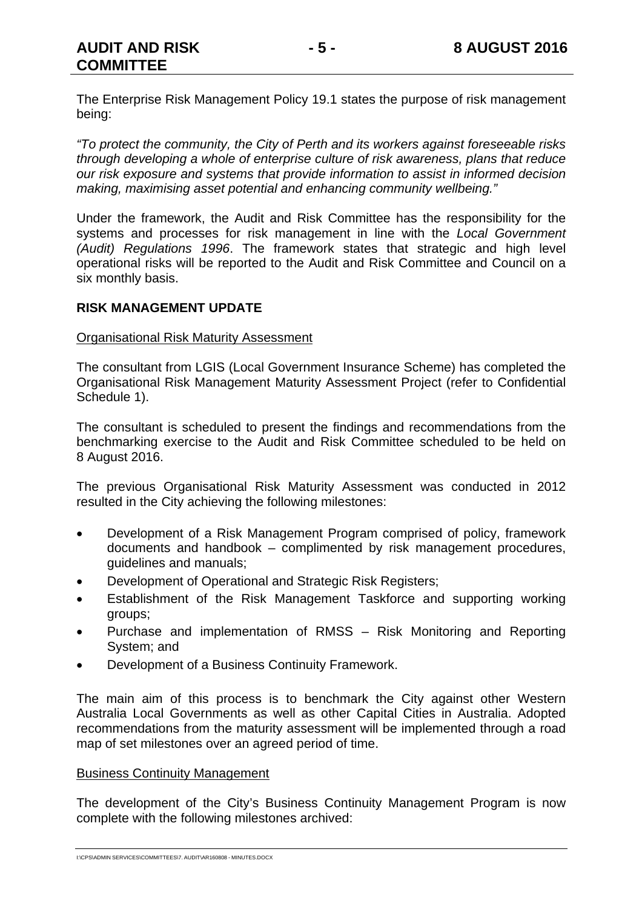The Enterprise Risk Management Policy 19.1 states the purpose of risk management being:

*"To protect the community, the City of Perth and its workers against foreseeable risks through developing a whole of enterprise culture of risk awareness, plans that reduce our risk exposure and systems that provide information to assist in informed decision making, maximising asset potential and enhancing community wellbeing."*

Under the framework, the Audit and Risk Committee has the responsibility for the systems and processes for risk management in line with the *Local Government (Audit) Regulations 1996*. The framework states that strategic and high level operational risks will be reported to the Audit and Risk Committee and Council on a six monthly basis.

**RISK MANAGEMENT UPDATE**

<u>Organisational Risk Maturity Assessment</u>

The consultant from LGIS (Local Government Insurance Scheme) has completed the Organisational Risk Management Maturity Assessment Project (refer to Confidential Schedule 1).

The consultant is scheduled to present the findings and recommendations from the benchmarking exercise to the Audit and Risk Committee scheduled to be held on 8 August 2016.

The previous Organisational Risk Maturity Assessment was conducted in 2012 resulted in the City achieving the following milestones:

- Development of a Risk Management Program comprised of policy, framework documents and handbook – complimented by risk management procedures, guidelines and manuals;
- Development of Operational and Strategic Risk Registers;
- Establishment of the Risk Management Taskforce and supporting working groups;
- Purchase and implementation of RMSS – Risk Monitoring and Reporting System; and
- Development of a Business Continuity Framework.

The main aim of this process is to benchmark the City against other Western Australia Local Governments as well as other Capital Cities in Australia. Adopted recommendations from the maturity assessment will be implemented through a road map of set milestones over an agreed period of time.

<u>Business Continuity Management</u>

The development of the City's Business Continuity Management Program is now complete with the following milestones archived: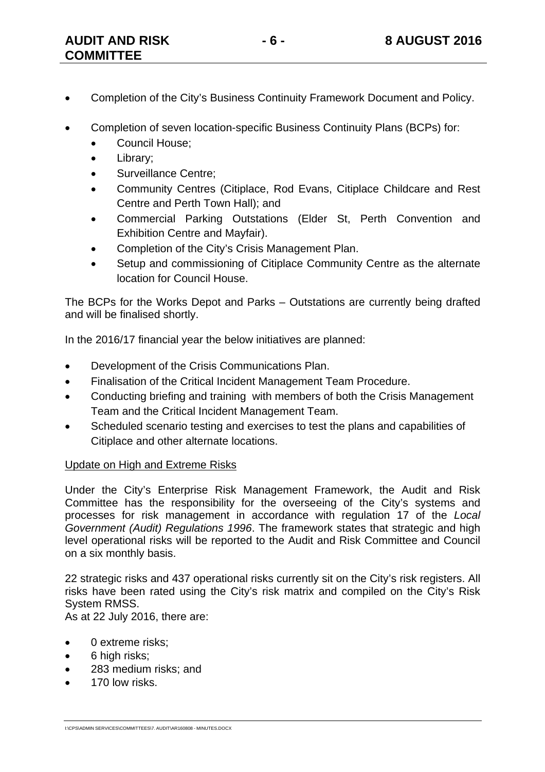- Completion of the City's Business Continuity Framework Document and Policy.

- Completion of seven location-specific Business Continuity Plans (BCPs) for:
  - Council House;
  - Library;
  - Surveillance Centre;
  - Community Centres (Citiplace, Rod Evans, Citiplace Childcare and Rest Centre and Perth Town Hall); and
  - Commercial Parking Outstations (Elder St, Perth Convention and Exhibition Centre and Mayfair).
  - Completion of the City's Crisis Management Plan.
  - Setup and commissioning of Citiplace Community Centre as the alternate location for Council House.

The BCPs for the Works Depot and Parks – Outstations are currently being drafted and will be finalised shortly.

In the 2016/17 financial year the below initiatives are planned:

- Development of the Crisis Communications Plan.
- Finalisation of the Critical Incident Management Team Procedure.
- Conducting briefing and training with members of both the Crisis Management Team and the Critical Incident Management Team.
- Scheduled scenario testing and exercises to test the plans and capabilities of Citiplace and other alternate locations.

<u>Update on High and Extreme Risks</u>

Under the City's Enterprise Risk Management Framework, the Audit and Risk Committee has the responsibility for the overseeing of the City's systems and processes for risk management in accordance with regulation 17 of the *Local Government (Audit) Regulations 1996*. The framework states that strategic and high level operational risks will be reported to the Audit and Risk Committee and Council on a six monthly basis.

22 strategic risks and 437 operational risks currently sit on the City's risk registers. All risks have been rated using the City's risk matrix and compiled on the City's Risk System RMSS.
As at 22 July 2016, there are:

- 0 extreme risks;
- 6 high risks;
- 283 medium risks; and
- 170 low risks.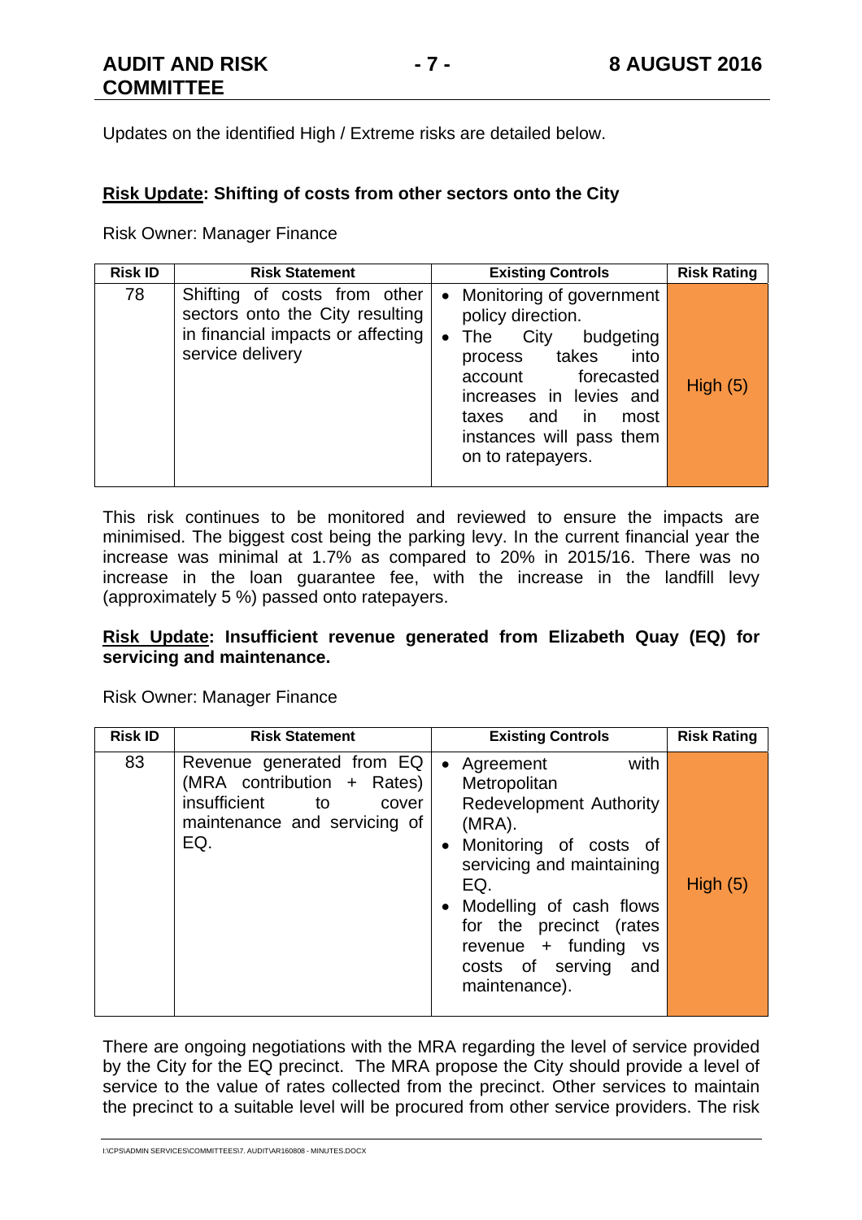Updates on the identified High / Extreme risks are detailed below.

**Risk Update: Shifting of costs from other sectors onto the City**

Risk Owner: Manager Finance

| Risk ID | Risk Statement | Existing Controls | Risk Rating |
| --- | --- | --- | --- |
| 78 | Shifting of costs from other sectors onto the City resulting in financial impacts or affecting service delivery | • Monitoring of government policy direction.<br>• The City budgeting process takes into account forecasted increases in levies and taxes and in most instances will pass them on to ratepayers. | High (5) |

This risk continues to be monitored and reviewed to ensure the impacts are minimised. The biggest cost being the parking levy. In the current financial year the increase was minimal at 1.7% as compared to 20% in 2015/16. There was no increase in the loan guarantee fee, with the increase in the landfill levy (approximately 5 %) passed onto ratepayers.

**Risk Update: Insufficient revenue generated from Elizabeth Quay (EQ) for servicing and maintenance.**

Risk Owner: Manager Finance

| Risk ID | Risk Statement | Existing Controls | Risk Rating |
| --- | --- | --- | --- |
| 83 | Revenue generated from EQ (MRA contribution + Rates) insufficient to cover maintenance and servicing of EQ. | • Agreement with Metropolitan Redevelopment Authority (MRA).<br>• Monitoring of costs of servicing and maintaining EQ.<br>• Modelling of cash flows for the precinct (rates revenue + funding vs costs of serving and maintenance). | High (5) |

There are ongoing negotiations with the MRA regarding the level of service provided by the City for the EQ precinct. The MRA propose the City should provide a level of service to the value of rates collected from the precinct. Other services to maintain the precinct to a suitable level will be procured from other service providers. The risk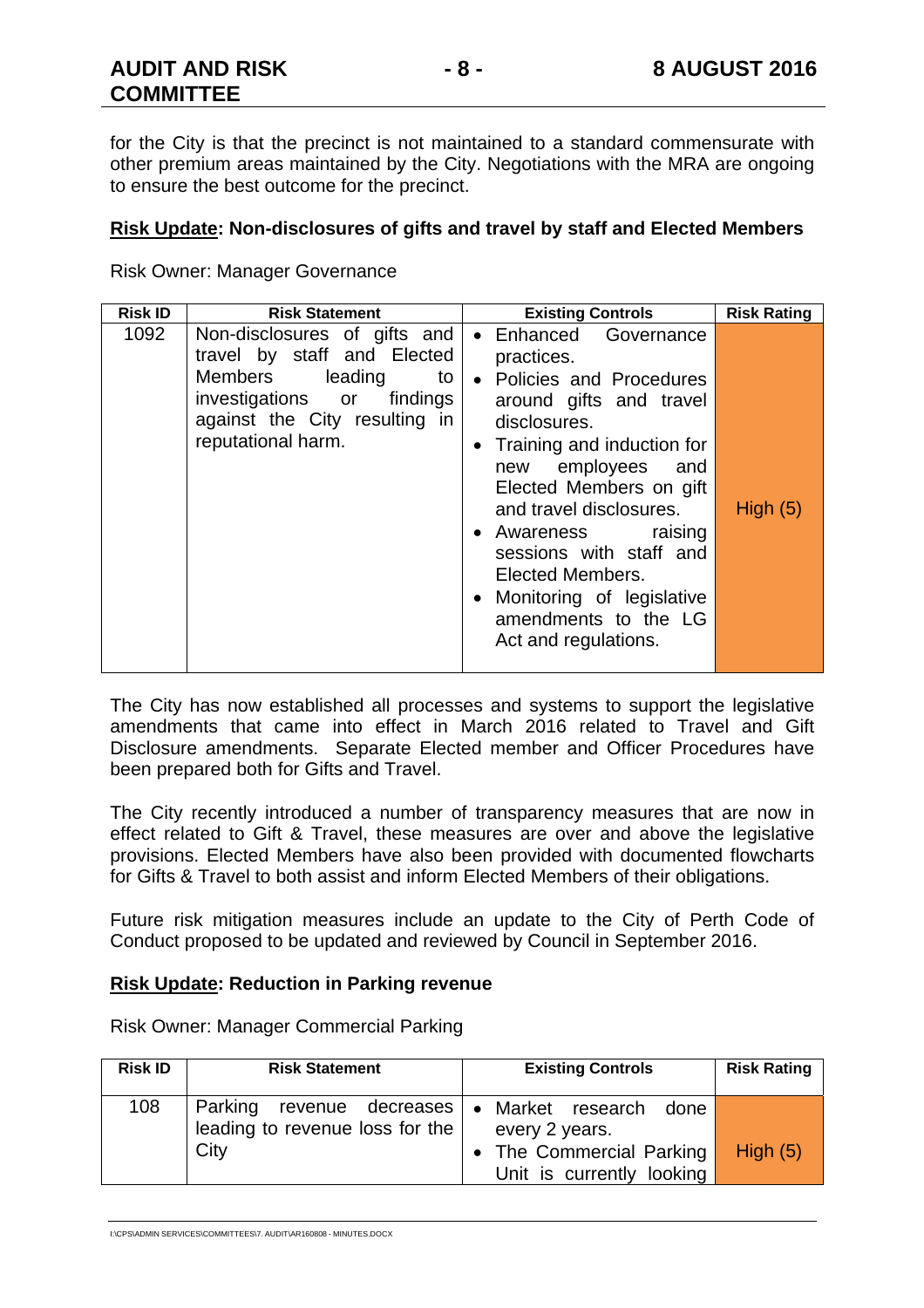for the City is that the precinct is not maintained to a standard commensurate with other premium areas maintained by the City. Negotiations with the MRA are ongoing to ensure the best outcome for the precinct.

**<u>Risk Update</u>: Non-disclosures of gifts and travel by staff and Elected Members**

Risk Owner: Manager Governance

| Risk ID | Risk Statement | Existing Controls | Risk Rating |
|---|---|---|---|
| 1092 | Non-disclosures of gifts and travel by staff and Elected Members leading to investigations or findings against the City resulting in reputational harm. | • Enhanced Governance practices.<br>• Policies and Procedures around gifts and travel disclosures.<br>• Training and induction for new employees and Elected Members on gift and travel disclosures.<br>• Awareness raising sessions with staff and Elected Members.<br>• Monitoring of legislative amendments to the LG Act and regulations. | High (5) |

The City has now established all processes and systems to support the legislative amendments that came into effect in March 2016 related to Travel and Gift Disclosure amendments. Separate Elected member and Officer Procedures have been prepared both for Gifts and Travel.

The City recently introduced a number of transparency measures that are now in effect related to Gift & Travel, these measures are over and above the legislative provisions. Elected Members have also been provided with documented flowcharts for Gifts & Travel to both assist and inform Elected Members of their obligations.

Future risk mitigation measures include an update to the City of Perth Code of Conduct proposed to be updated and reviewed by Council in September 2016.

**<u>Risk Update</u>: Reduction in Parking revenue**

Risk Owner: Manager Commercial Parking

| Risk ID | Risk Statement | Existing Controls | Risk Rating |
|---|---|---|---|
| 108 | Parking revenue decreases leading to revenue loss for the City | • Market research done every 2 years.<br>• The Commercial Parking Unit is currently looking | High (5) |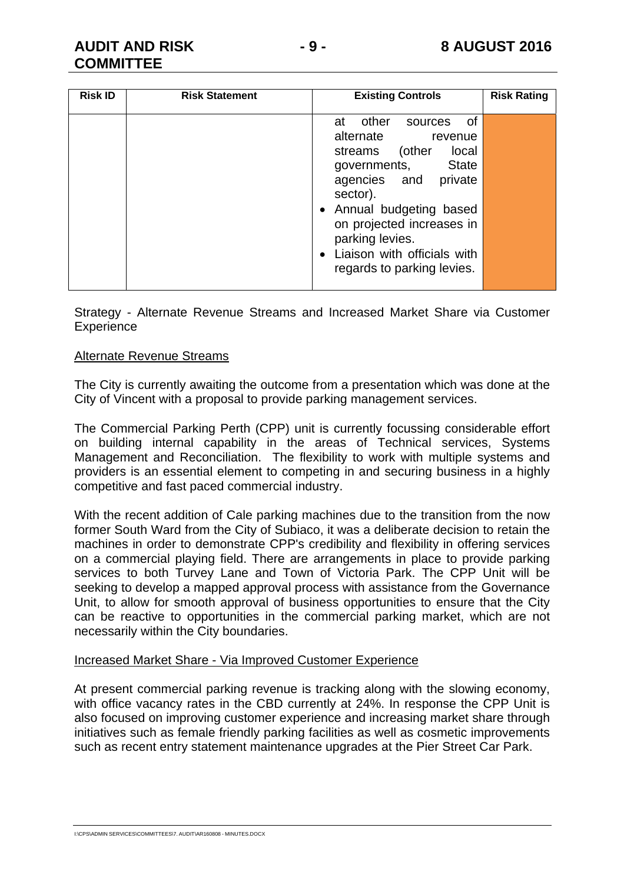| Risk ID | Risk Statement | Existing Controls | Risk Rating |
| --- | --- | --- | --- |
| | | at other sources of alternate revenue streams (other local governments, State agencies and private sector).<br>• Annual budgeting based on projected increases in parking levies.<br>• Liaison with officials with regards to parking levies. | |

Strategy - Alternate Revenue Streams and Increased Market Share via Customer Experience

Alternate Revenue Streams

The City is currently awaiting the outcome from a presentation which was done at the City of Vincent with a proposal to provide parking management services.

The Commercial Parking Perth (CPP) unit is currently focussing considerable effort on building internal capability in the areas of Technical services, Systems Management and Reconciliation. The flexibility to work with multiple systems and providers is an essential element to competing in and securing business in a highly competitive and fast paced commercial industry.

With the recent addition of Cale parking machines due to the transition from the now former South Ward from the City of Subiaco, it was a deliberate decision to retain the machines in order to demonstrate CPP's credibility and flexibility in offering services on a commercial playing field. There are arrangements in place to provide parking services to both Turvey Lane and Town of Victoria Park. The CPP Unit will be seeking to develop a mapped approval process with assistance from the Governance Unit, to allow for smooth approval of business opportunities to ensure that the City can be reactive to opportunities in the commercial parking market, which are not necessarily within the City boundaries.

Increased Market Share - Via Improved Customer Experience

At present commercial parking revenue is tracking along with the slowing economy, with office vacancy rates in the CBD currently at 24%. In response the CPP Unit is also focused on improving customer experience and increasing market share through initiatives such as female friendly parking facilities as well as cosmetic improvements such as recent entry statement maintenance upgrades at the Pier Street Car Park.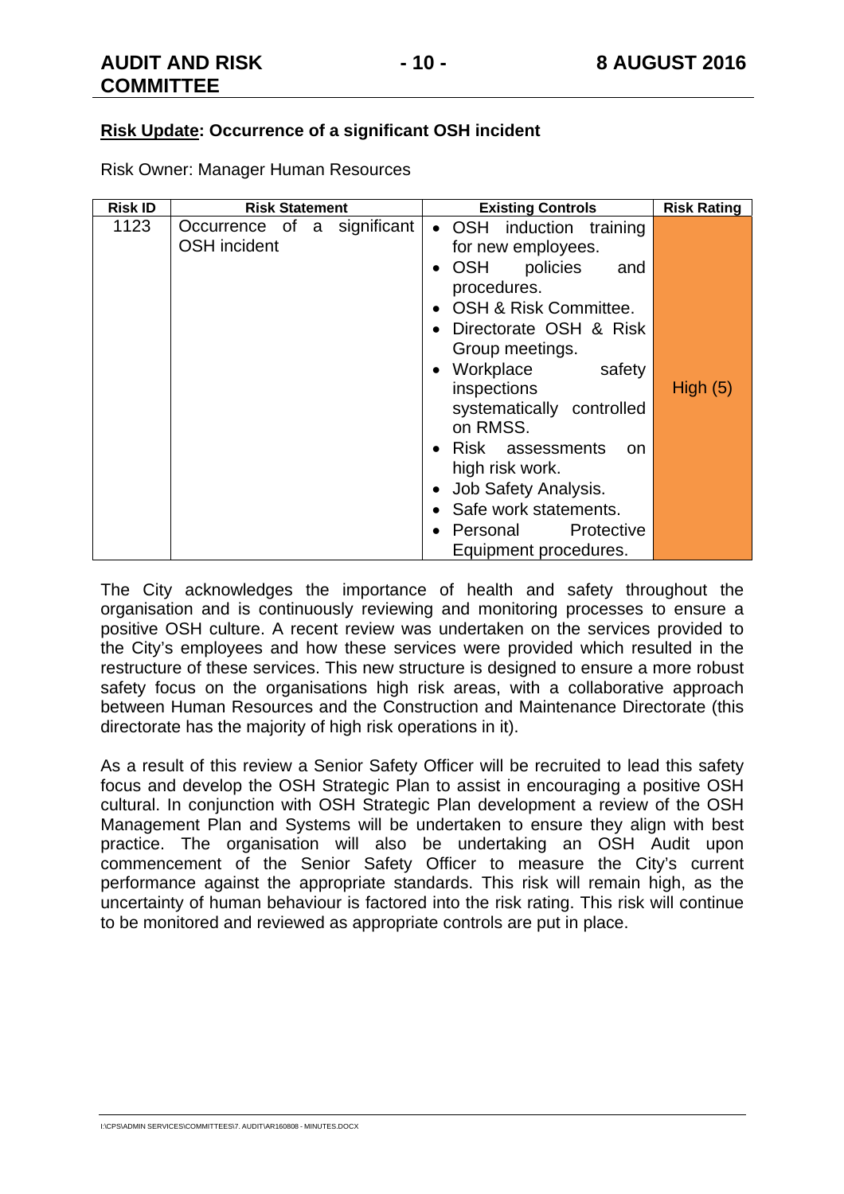**Risk Update: Occurrence of a significant OSH incident**

Risk Owner: Manager Human Resources

| Risk ID | Risk Statement | Existing Controls | Risk Rating |
|---|---|---|---|
| 1123 | Occurrence of a significant OSH incident | • OSH induction training for new employees.<br>• OSH policies and procedures.<br>• OSH & Risk Committee.<br>• Directorate OSH & Risk Group meetings.<br>• Workplace safety inspections systematically controlled on RMSS.<br>• Risk assessments on high risk work.<br>• Job Safety Analysis.<br>• Safe work statements.<br>• Personal Protective Equipment procedures. | High (5) |

The City acknowledges the importance of health and safety throughout the organisation and is continuously reviewing and monitoring processes to ensure a positive OSH culture. A recent review was undertaken on the services provided to the City's employees and how these services were provided which resulted in the restructure of these services. This new structure is designed to ensure a more robust safety focus on the organisations high risk areas, with a collaborative approach between Human Resources and the Construction and Maintenance Directorate (this directorate has the majority of high risk operations in it).

As a result of this review a Senior Safety Officer will be recruited to lead this safety focus and develop the OSH Strategic Plan to assist in encouraging a positive OSH cultural. In conjunction with OSH Strategic Plan development a review of the OSH Management Plan and Systems will be undertaken to ensure they align with best practice. The organisation will also be undertaking an OSH Audit upon commencement of the Senior Safety Officer to measure the City's current performance against the appropriate standards. This risk will remain high, as the uncertainty of human behaviour is factored into the risk rating. This risk will continue to be monitored and reviewed as appropriate controls are put in place.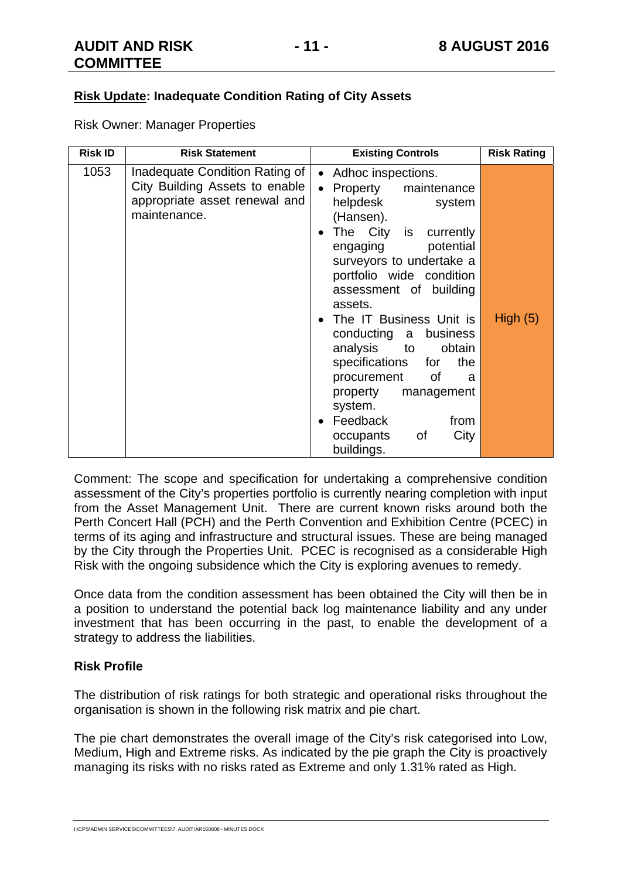**Risk Update: Inadequate Condition Rating of City Assets**

Risk Owner: Manager Properties

| Risk ID | Risk Statement | Existing Controls | Risk Rating |
|---|---|---|---|
| 1053 | Inadequate Condition Rating of City Building Assets to enable appropriate asset renewal and maintenance. | • Adhoc inspections.<br>• Property maintenance helpdesk system (Hansen).<br>• The City is currently engaging potential surveyors to undertake a portfolio wide condition assessment of building assets.<br>• The IT Business Unit is conducting a business analysis to obtain specifications for the procurement of a property management system.<br>• Feedback from occupants of City buildings. | High (5) |

Comment: The scope and specification for undertaking a comprehensive condition assessment of the City's properties portfolio is currently nearing completion with input from the Asset Management Unit. There are current known risks around both the Perth Concert Hall (PCH) and the Perth Convention and Exhibition Centre (PCEC) in terms of its aging and infrastructure and structural issues. These are being managed by the City through the Properties Unit. PCEC is recognised as a considerable High Risk with the ongoing subsidence which the City is exploring avenues to remedy.

Once data from the condition assessment has been obtained the City will then be in a position to understand the potential back log maintenance liability and any under investment that has been occurring in the past, to enable the development of a strategy to address the liabilities.

**Risk Profile**

The distribution of risk ratings for both strategic and operational risks throughout the organisation is shown in the following risk matrix and pie chart.

The pie chart demonstrates the overall image of the City's risk categorised into Low, Medium, High and Extreme risks. As indicated by the pie graph the City is proactively managing its risks with no risks rated as Extreme and only 1.31% rated as High.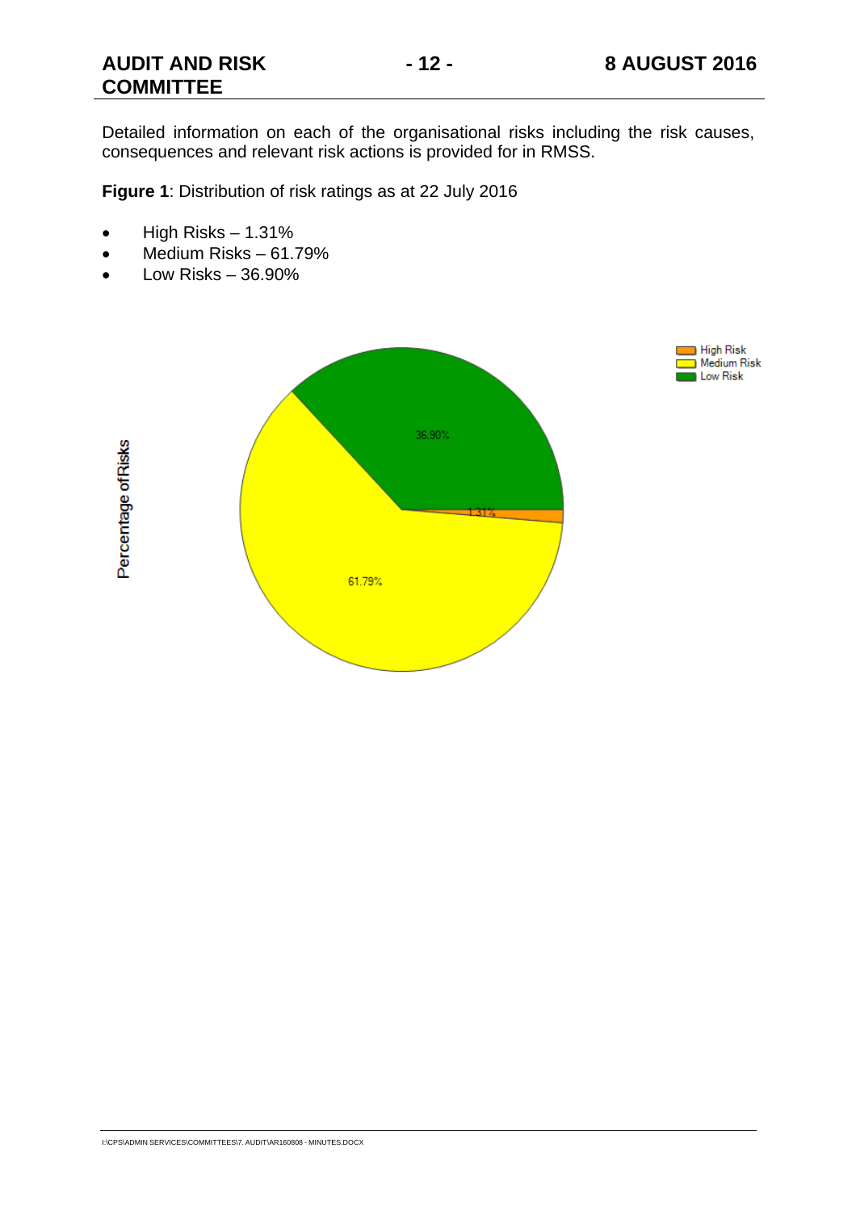Detailed information on each of the organisational risks including the risk causes, consequences and relevant risk actions is provided for in RMSS.

**Figure 1**: Distribution of risk ratings as at 22 July 2016

- High Risks – 1.31%
- Medium Risks – 61.79%
- Low Risks – 36.90%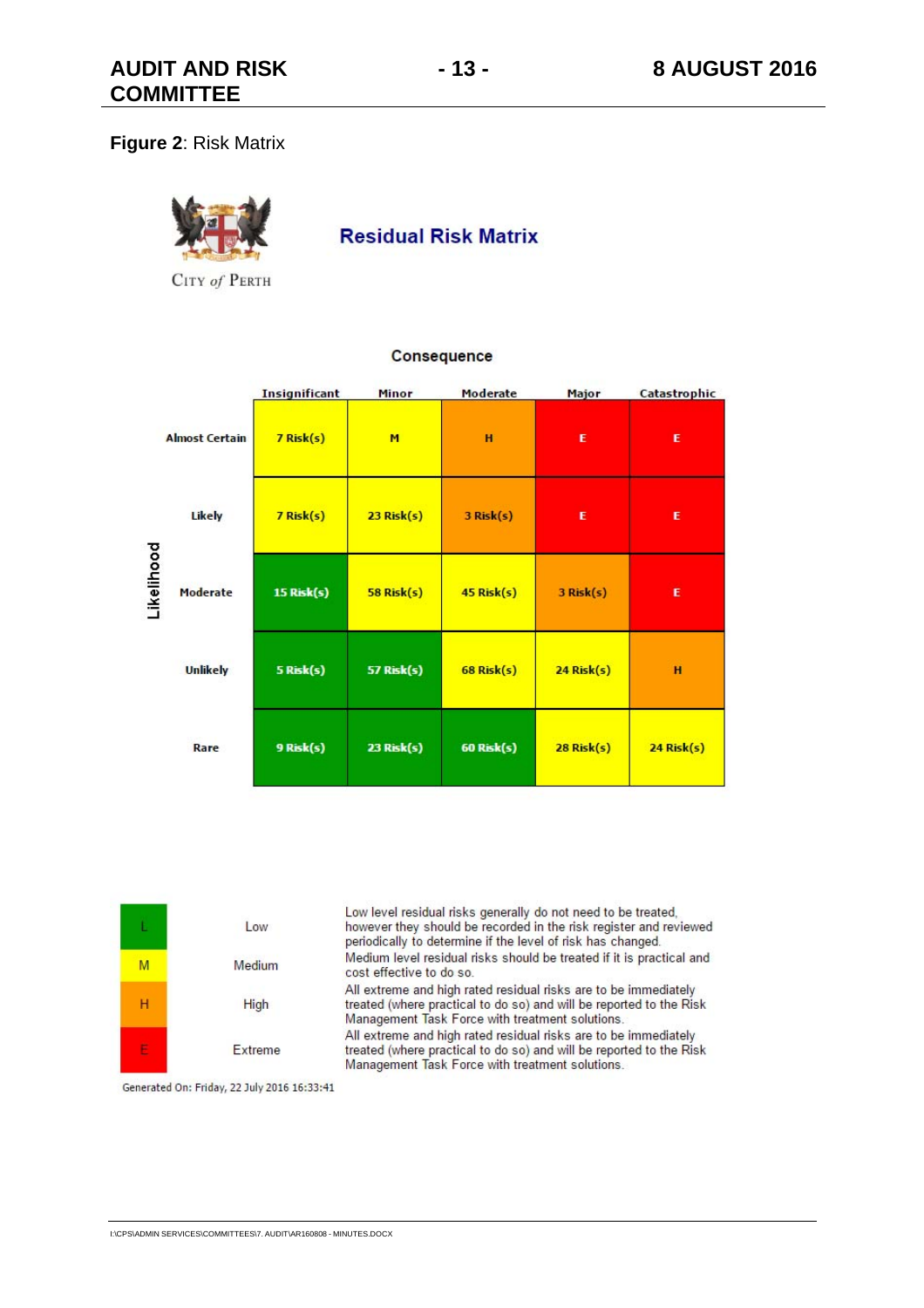**Figure 2**: Risk Matrix

CITY of PERTH

## Residual Risk Matrix

**Consequence**

| Likelihood | Insignificant | Minor | Moderate | Major | Catastrophic |
|---|---|---|---|---|---|
| Almost Certain | 7 Risk(s) | M | H | E | E |
| Likely | 7 Risk(s) | 23 Risk(s) | 3 Risk(s) | E | E |
| Moderate | 15 Risk(s) | 58 Risk(s) | 45 Risk(s) | 3 Risk(s) | E |
| Unlikely | 5 Risk(s) | 57 Risk(s) | 68 Risk(s) | 24 Risk(s) | H |
| Rare | 9 Risk(s) | 23 Risk(s) | 60 Risk(s) | 28 Risk(s) | 24 Risk(s) |

| | | |
|---|---|---|
| L | Low | Low level residual risks generally do not need to be treated, however they should be recorded in the risk register and reviewed periodically to determine if the level of risk has changed. |
| M | Medium | Medium level residual risks should be treated if it is practical and cost effective to do so. |
| H | High | All extreme and high rated residual risks are to be immediately treated (where practical to do so) and will be reported to the Risk Management Task Force with treatment solutions. |
| E | Extreme | All extreme and high rated residual risks are to be immediately treated (where practical to do so) and will be reported to the Risk Management Task Force with treatment solutions. |

Generated On: Friday, 22 July 2016 16:33:41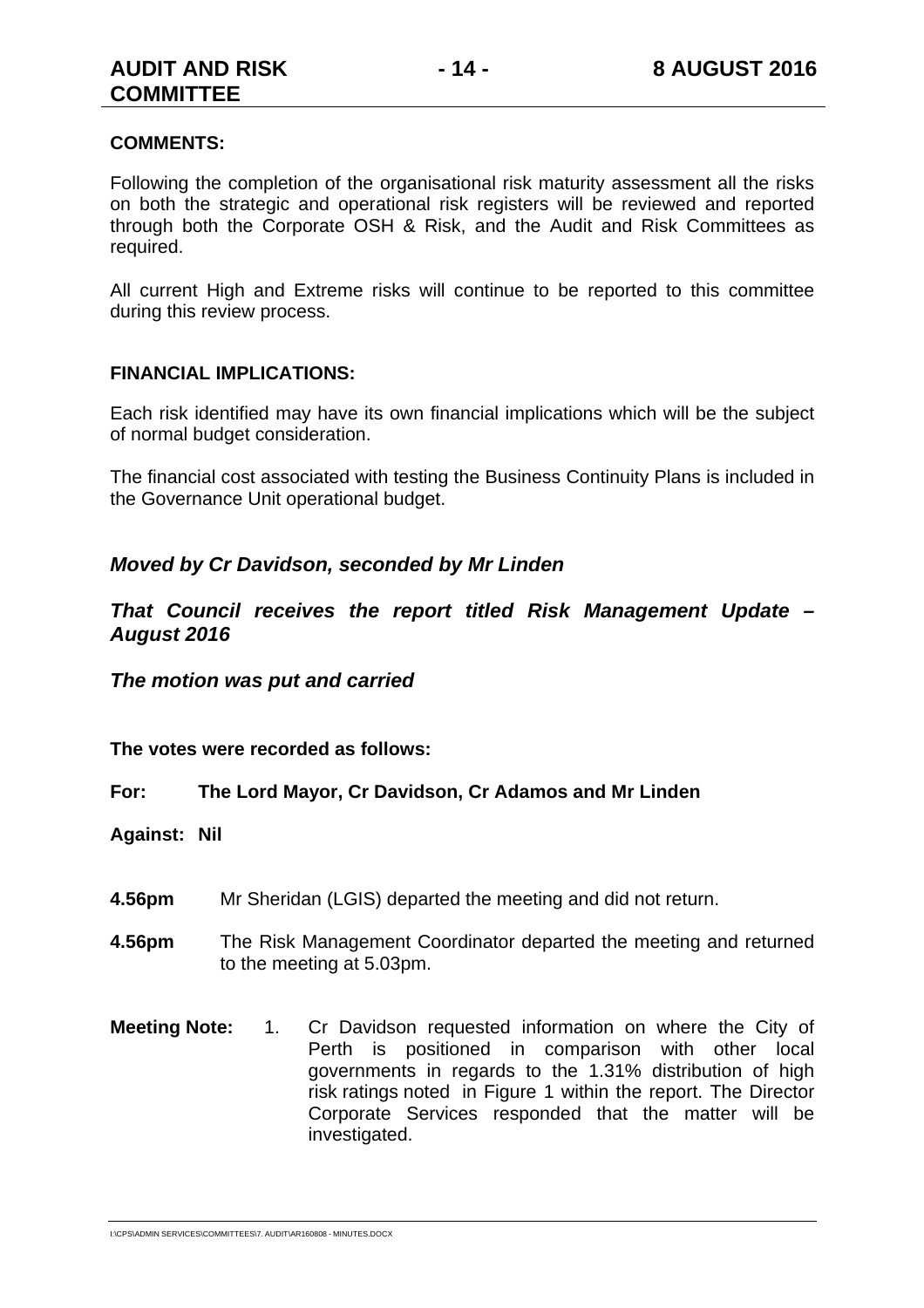**COMMENTS:**

Following the completion of the organisational risk maturity assessment all the risks on both the strategic and operational risk registers will be reviewed and reported through both the Corporate OSH & Risk, and the Audit and Risk Committees as required.

All current High and Extreme risks will continue to be reported to this committee during this review process.

**FINANCIAL IMPLICATIONS:**

Each risk identified may have its own financial implications which will be the subject of normal budget consideration.

The financial cost associated with testing the Business Continuity Plans is included in the Governance Unit operational budget.

***Moved by Cr Davidson, seconded by Mr Linden***

***That Council receives the report titled Risk Management Update – August 2016***

***The motion was put and carried***

**The votes were recorded as follows:**

**For: The Lord Mayor, Cr Davidson, Cr Adamos and Mr Linden**

**Against: Nil**

**4.56pm** Mr Sheridan (LGIS) departed the meeting and did not return.

**4.56pm** The Risk Management Coordinator departed the meeting and returned to the meeting at 5.03pm.

**Meeting Note:** 1. Cr Davidson requested information on where the City of Perth is positioned in comparison with other local governments in regards to the 1.31% distribution of high risk ratings noted in Figure 1 within the report. The Director Corporate Services responded that the matter will be investigated.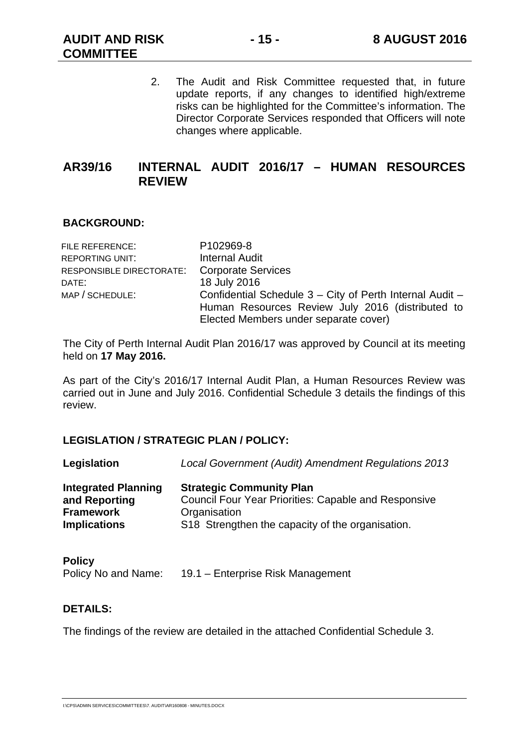2. The Audit and Risk Committee requested that, in future update reports, if any changes to identified high/extreme risks can be highlighted for the Committee's information. The Director Corporate Services responded that Officers will note changes where applicable.

## AR39/16 INTERNAL AUDIT 2016/17 – HUMAN RESOURCES REVIEW

### BACKGROUND:

| | |
|---|---|
| FILE REFERENCE: | P102969-8 |
| REPORTING UNIT: | Internal Audit |
| RESPONSIBLE DIRECTORATE: | Corporate Services |
| DATE: | 18 July 2016 |
| MAP / SCHEDULE: | Confidential Schedule 3 – City of Perth Internal Audit – Human Resources Review July 2016 (distributed to Elected Members under separate cover) |

The City of Perth Internal Audit Plan 2016/17 was approved by Council at its meeting held on **17 May 2016.**

As part of the City's 2016/17 Internal Audit Plan, a Human Resources Review was carried out in June and July 2016. Confidential Schedule 3 details the findings of this review.

### LEGISLATION / STRATEGIC PLAN / POLICY:

| | |
|---|---|
| **Legislation** | *Local Government (Audit) Amendment Regulations 2013* |
| **Integrated Planning and Reporting Framework Implications** | **Strategic Community Plan**<br>Council Four Year Priorities: Capable and Responsive Organisation<br>S18 Strengthen the capacity of the organisation. |

**Policy**
Policy No and Name: 19.1 – Enterprise Risk Management

### DETAILS:

The findings of the review are detailed in the attached Confidential Schedule 3.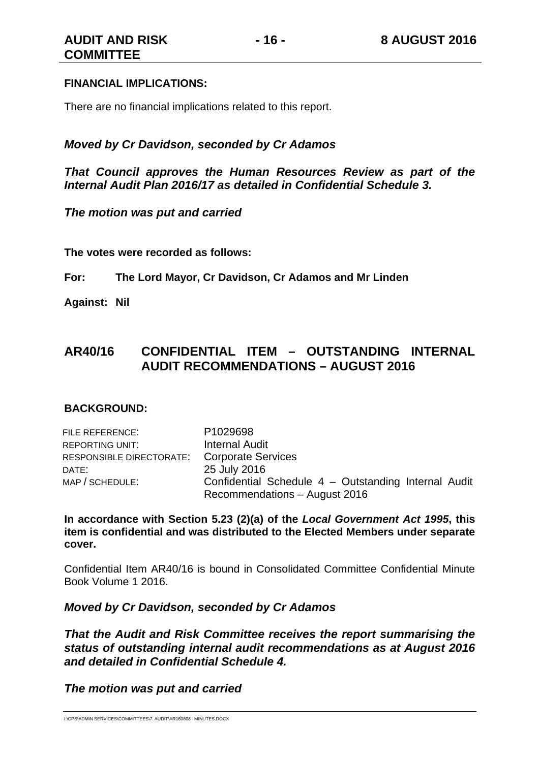**FINANCIAL IMPLICATIONS:**

There are no financial implications related to this report.

***Moved by Cr Davidson, seconded by Cr Adamos***

***That Council approves the Human Resources Review as part of the Internal Audit Plan 2016/17 as detailed in Confidential Schedule 3.***

***The motion was put and carried***

**The votes were recorded as follows:**

**For: The Lord Mayor, Cr Davidson, Cr Adamos and Mr Linden**

**Against: Nil**

## AR40/16 CONFIDENTIAL ITEM – OUTSTANDING INTERNAL AUDIT RECOMMENDATIONS – AUGUST 2016

**BACKGROUND:**

| | |
|---|---|
| FILE REFERENCE: | P1029698 |
| REPORTING UNIT: | Internal Audit |
| RESPONSIBLE DIRECTORATE: | Corporate Services |
| DATE: | 25 July 2016 |
| MAP / SCHEDULE: | Confidential Schedule 4 – Outstanding Internal Audit Recommendations – August 2016 |

**In accordance with Section 5.23 (2)(a) of the *Local Government Act 1995*, this item is confidential and was distributed to the Elected Members under separate cover.**

Confidential Item AR40/16 is bound in Consolidated Committee Confidential Minute Book Volume 1 2016.

***Moved by Cr Davidson, seconded by Cr Adamos***

***That the Audit and Risk Committee receives the report summarising the status of outstanding internal audit recommendations as at August 2016 and detailed in Confidential Schedule 4.***

***The motion was put and carried***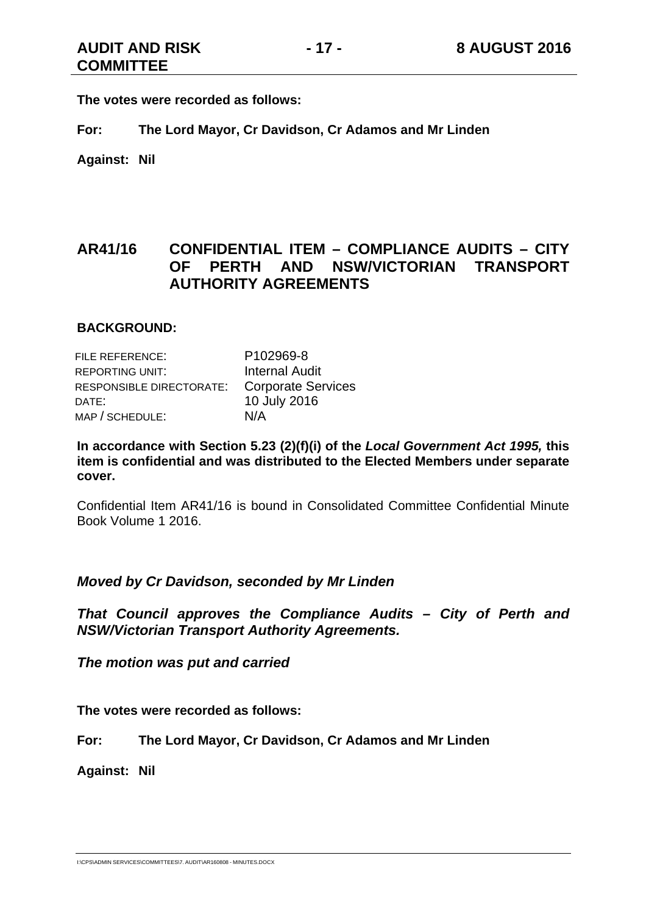**The votes were recorded as follows:**

**For: The Lord Mayor, Cr Davidson, Cr Adamos and Mr Linden**

**Against: Nil**

## AR41/16 CONFIDENTIAL ITEM – COMPLIANCE AUDITS – CITY OF PERTH AND NSW/VICTORIAN TRANSPORT AUTHORITY AGREEMENTS

**BACKGROUND:**

| | |
|---|---|
| FILE REFERENCE: | P102969-8 |
| REPORTING UNIT: | Internal Audit |
| RESPONSIBLE DIRECTORATE: | Corporate Services |
| DATE: | 10 July 2016 |
| MAP / SCHEDULE: | N/A |

**In accordance with Section 5.23 (2)(f)(i) of the *Local Government Act 1995,* this item is confidential and was distributed to the Elected Members under separate cover.**

Confidential Item AR41/16 is bound in Consolidated Committee Confidential Minute Book Volume 1 2016.

***Moved by Cr Davidson, seconded by Mr Linden***

***That Council approves the Compliance Audits – City of Perth and NSW/Victorian Transport Authority Agreements.***

***The motion was put and carried***

**The votes were recorded as follows:**

**For: The Lord Mayor, Cr Davidson, Cr Adamos and Mr Linden**

**Against: Nil**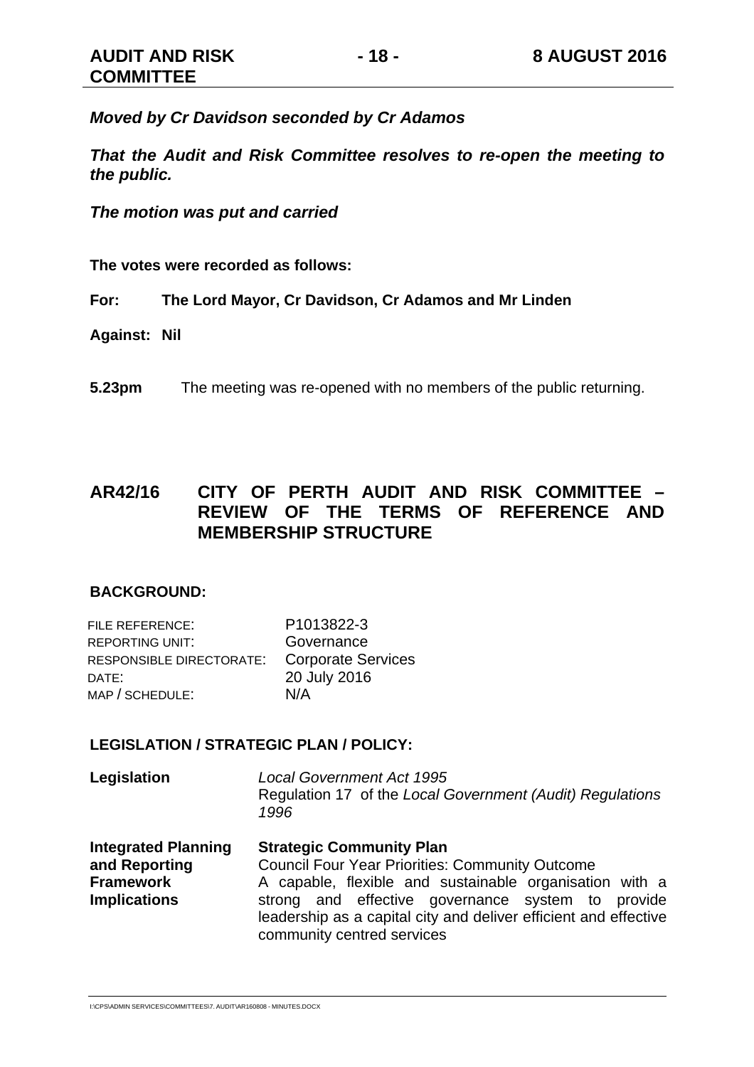***Moved by Cr Davidson seconded by Cr Adamos***

***That the Audit and Risk Committee resolves to re-open the meeting to the public.***

***The motion was put and carried***

**The votes were recorded as follows:**

**For: The Lord Mayor, Cr Davidson, Cr Adamos and Mr Linden**

**Against: Nil**

**5.23pm** The meeting was re-opened with no members of the public returning.

## AR42/16 CITY OF PERTH AUDIT AND RISK COMMITTEE – REVIEW OF THE TERMS OF REFERENCE AND MEMBERSHIP STRUCTURE

### BACKGROUND:

| | |
|---|---|
| FILE REFERENCE: | P1013822-3 |
| REPORTING UNIT: | Governance |
| RESPONSIBLE DIRECTORATE: | Corporate Services |
| DATE: | 20 July 2016 |
| MAP / SCHEDULE: | N/A |

### LEGISLATION / STRATEGIC PLAN / POLICY:

| | |
|---|---|
| **Legislation** | *Local Government Act 1995*<br>Regulation 17 of the *Local Government (Audit) Regulations 1996* |
| **Integrated Planning and Reporting Framework Implications** | **Strategic Community Plan**<br>Council Four Year Priorities: Community Outcome<br>A capable, flexible and sustainable organisation with a strong and effective governance system to provide leadership as a capital city and deliver efficient and effective community centred services |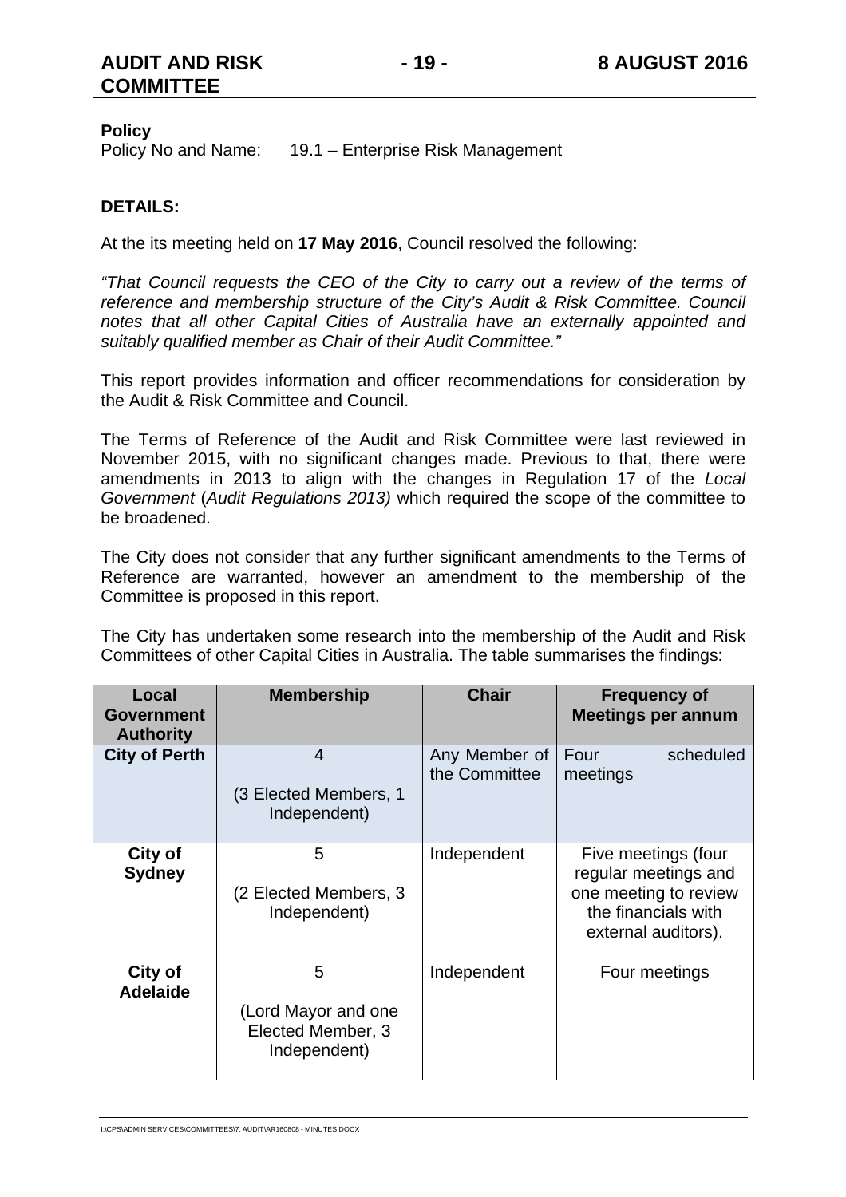**Policy**

Policy No and Name: 19.1 – Enterprise Risk Management

**DETAILS:**

At the its meeting held on **17 May 2016**, Council resolved the following:

*"That Council requests the CEO of the City to carry out a review of the terms of reference and membership structure of the City's Audit & Risk Committee. Council notes that all other Capital Cities of Australia have an externally appointed and suitably qualified member as Chair of their Audit Committee."*

This report provides information and officer recommendations for consideration by the Audit & Risk Committee and Council.

The Terms of Reference of the Audit and Risk Committee were last reviewed in November 2015, with no significant changes made. Previous to that, there were amendments in 2013 to align with the changes in Regulation 17 of the *Local Government* (*Audit Regulations 2013)* which required the scope of the committee to be broadened.

The City does not consider that any further significant amendments to the Terms of Reference are warranted, however an amendment to the membership of the Committee is proposed in this report.

The City has undertaken some research into the membership of the Audit and Risk Committees of other Capital Cities in Australia. The table summarises the findings:

| Local Government Authority | Membership | Chair | Frequency of Meetings per annum |
|---|---|---|---|
| **City of Perth** | 4<br><br>(3 Elected Members, 1 Independent) | Any Member of the Committee | Four scheduled meetings |
| **City of Sydney** | 5<br><br>(2 Elected Members, 3 Independent) | Independent | Five meetings (four regular meetings and one meeting to review the financials with external auditors). |
| **City of Adelaide** | 5<br><br>(Lord Mayor and one Elected Member, 3 Independent) | Independent | Four meetings |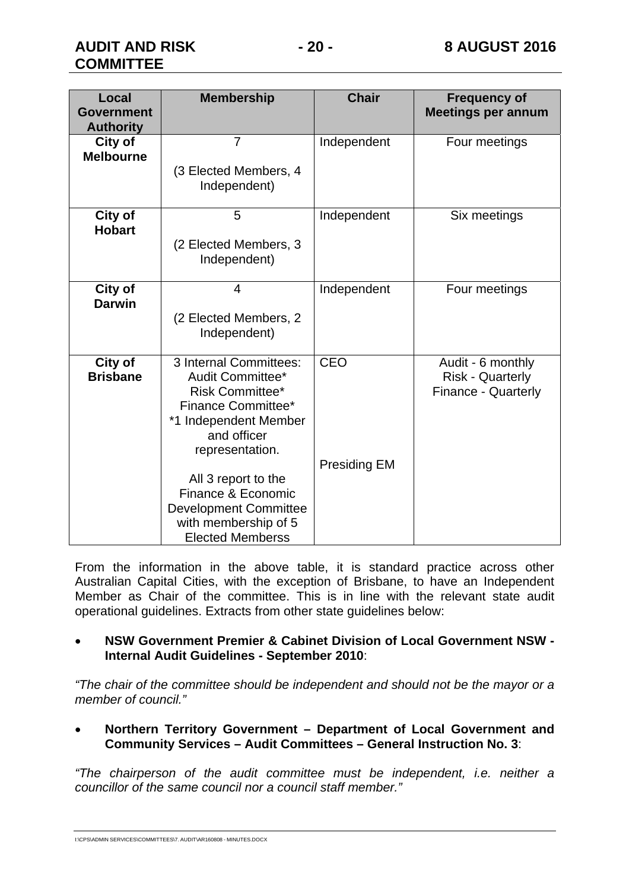| Local Government Authority | Membership | Chair | Frequency of Meetings per annum |
|---|---|---|---|
| **City of Melbourne** | 7<br><br>(3 Elected Members, 4 Independent) | Independent | Four meetings |
| **City of Hobart** | 5<br><br>(2 Elected Members, 3 Independent) | Independent | Six meetings |
| **City of Darwin** | 4<br><br>(2 Elected Members, 2 Independent) | Independent | Four meetings |
| **City of Brisbane** | 3 Internal Committees:<br>Audit Committee*<br>Risk Committee*<br>Finance Committee*<br>*1 Independent Member and officer representation.<br><br>All 3 report to the Finance & Economic Development Committee with membership of 5 Elected Memberss | CEO<br><br><br><br><br><br>Presiding EM | Audit - 6 monthly<br>Risk - Quarterly<br>Finance - Quarterly |

From the information in the above table, it is standard practice across other Australian Capital Cities, with the exception of Brisbane, to have an Independent Member as Chair of the committee. This is in line with the relevant state audit operational guidelines. Extracts from other state guidelines below:

- **NSW Government Premier & Cabinet Division of Local Government NSW - Internal Audit Guidelines - September 2010**:

*"The chair of the committee should be independent and should not be the mayor or a member of council."*

- **Northern Territory Government – Department of Local Government and Community Services – Audit Committees – General Instruction No. 3**:

*"The chairperson of the audit committee must be independent, i.e. neither a councillor of the same council nor a council staff member."*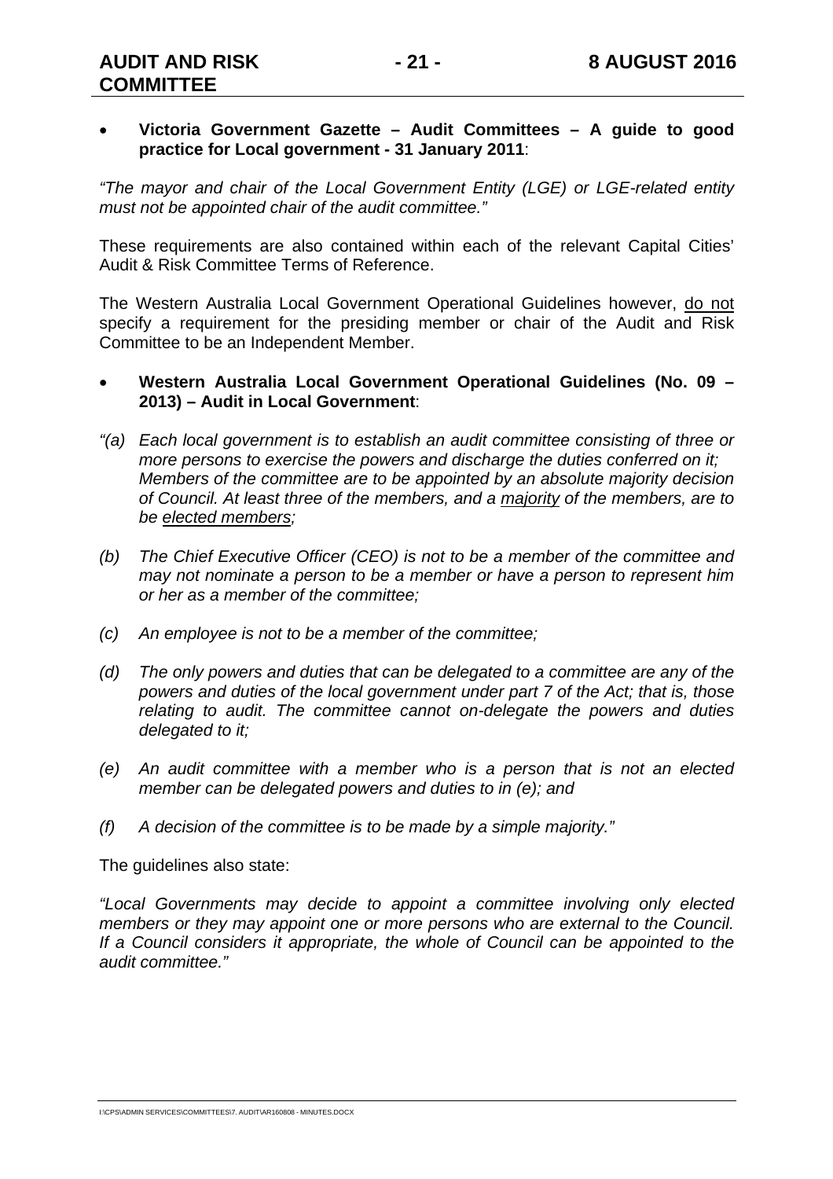- **Victoria Government Gazette – Audit Committees – A guide to good practice for Local government - 31 January 2011**:

*"The mayor and chair of the Local Government Entity (LGE) or LGE-related entity must not be appointed chair of the audit committee."*

These requirements are also contained within each of the relevant Capital Cities' Audit & Risk Committee Terms of Reference.

The Western Australia Local Government Operational Guidelines however, do not specify a requirement for the presiding member or chair of the Audit and Risk Committee to be an Independent Member.

- **Western Australia Local Government Operational Guidelines (No. 09 – 2013) – Audit in Local Government**:

*"(a) Each local government is to establish an audit committee consisting of three or more persons to exercise the powers and discharge the duties conferred on it; Members of the committee are to be appointed by an absolute majority decision of Council. At least three of the members, and a majority of the members, are to be elected members;*

*(b) The Chief Executive Officer (CEO) is not to be a member of the committee and may not nominate a person to be a member or have a person to represent him or her as a member of the committee;*

*(c) An employee is not to be a member of the committee;*

*(d) The only powers and duties that can be delegated to a committee are any of the powers and duties of the local government under part 7 of the Act; that is, those relating to audit. The committee cannot on-delegate the powers and duties delegated to it;*

*(e) An audit committee with a member who is a person that is not an elected member can be delegated powers and duties to in (e); and*

*(f) A decision of the committee is to be made by a simple majority."*

The guidelines also state:

*"Local Governments may decide to appoint a committee involving only elected members or they may appoint one or more persons who are external to the Council. If a Council considers it appropriate, the whole of Council can be appointed to the audit committee."*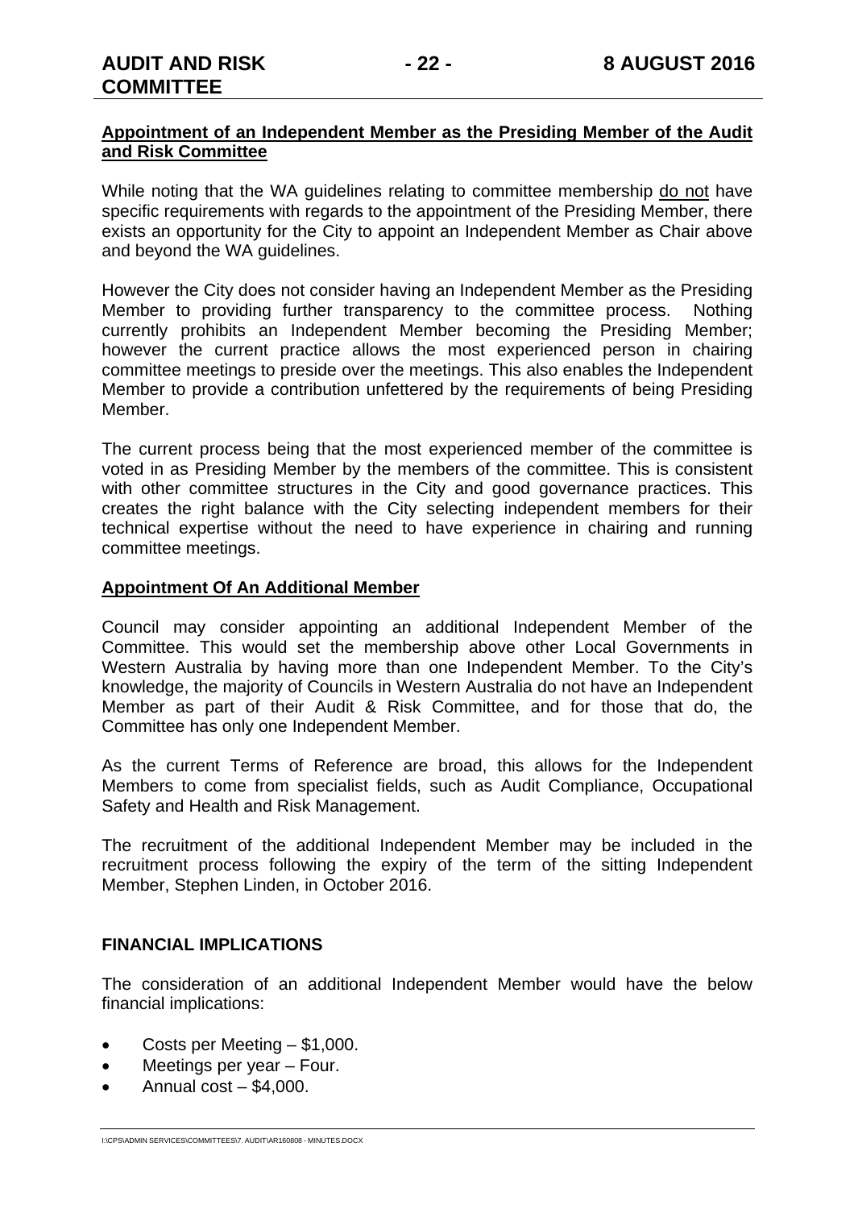**Appointment of an Independent Member as the Presiding Member of the Audit and Risk Committee**

While noting that the WA guidelines relating to committee membership do not have specific requirements with regards to the appointment of the Presiding Member, there exists an opportunity for the City to appoint an Independent Member as Chair above and beyond the WA guidelines.

However the City does not consider having an Independent Member as the Presiding Member to providing further transparency to the committee process. Nothing currently prohibits an Independent Member becoming the Presiding Member; however the current practice allows the most experienced person in chairing committee meetings to preside over the meetings. This also enables the Independent Member to provide a contribution unfettered by the requirements of being Presiding Member.

The current process being that the most experienced member of the committee is voted in as Presiding Member by the members of the committee. This is consistent with other committee structures in the City and good governance practices. This creates the right balance with the City selecting independent members for their technical expertise without the need to have experience in chairing and running committee meetings.

**Appointment Of An Additional Member**

Council may consider appointing an additional Independent Member of the Committee. This would set the membership above other Local Governments in Western Australia by having more than one Independent Member. To the City's knowledge, the majority of Councils in Western Australia do not have an Independent Member as part of their Audit & Risk Committee, and for those that do, the Committee has only one Independent Member.

As the current Terms of Reference are broad, this allows for the Independent Members to come from specialist fields, such as Audit Compliance, Occupational Safety and Health and Risk Management.

The recruitment of the additional Independent Member may be included in the recruitment process following the expiry of the term of the sitting Independent Member, Stephen Linden, in October 2016.

## FINANCIAL IMPLICATIONS

The consideration of an additional Independent Member would have the below financial implications:

- Costs per Meeting – $1,000.
- Meetings per year – Four.
- Annual cost – $4,000.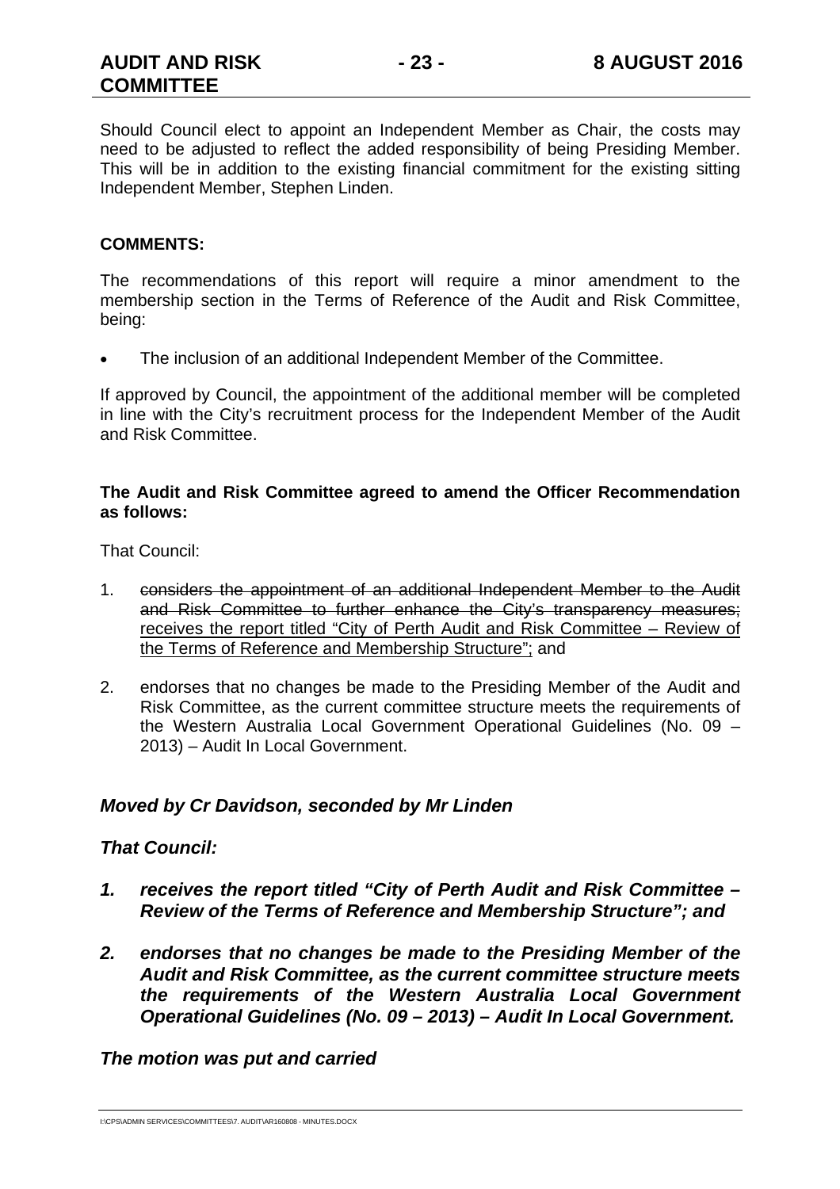Should Council elect to appoint an Independent Member as Chair, the costs may need to be adjusted to reflect the added responsibility of being Presiding Member. This will be in addition to the existing financial commitment for the existing sitting Independent Member, Stephen Linden.

**COMMENTS:**

The recommendations of this report will require a minor amendment to the membership section in the Terms of Reference of the Audit and Risk Committee, being:

- The inclusion of an additional Independent Member of the Committee.

If approved by Council, the appointment of the additional member will be completed in line with the City's recruitment process for the Independent Member of the Audit and Risk Committee.

**The Audit and Risk Committee agreed to amend the Officer Recommendation as follows:**

That Council:

1. ~~considers the appointment of an additional Independent Member to the Audit and Risk Committee to further enhance the City's transparency measures;~~ <u>receives the report titled "City of Perth Audit and Risk Committee – Review of the Terms of Reference and Membership Structure";</u> and

2. endorses that no changes be made to the Presiding Member of the Audit and Risk Committee, as the current committee structure meets the requirements of the Western Australia Local Government Operational Guidelines (No. 09 – 2013) – Audit In Local Government.

***Moved by Cr Davidson, seconded by Mr Linden***

***That Council:***

1. ***receives the report titled "City of Perth Audit and Risk Committee – Review of the Terms of Reference and Membership Structure"; and***

2. ***endorses that no changes be made to the Presiding Member of the Audit and Risk Committee, as the current committee structure meets the requirements of the Western Australia Local Government Operational Guidelines (No. 09 – 2013) – Audit In Local Government.***

***The motion was put and carried***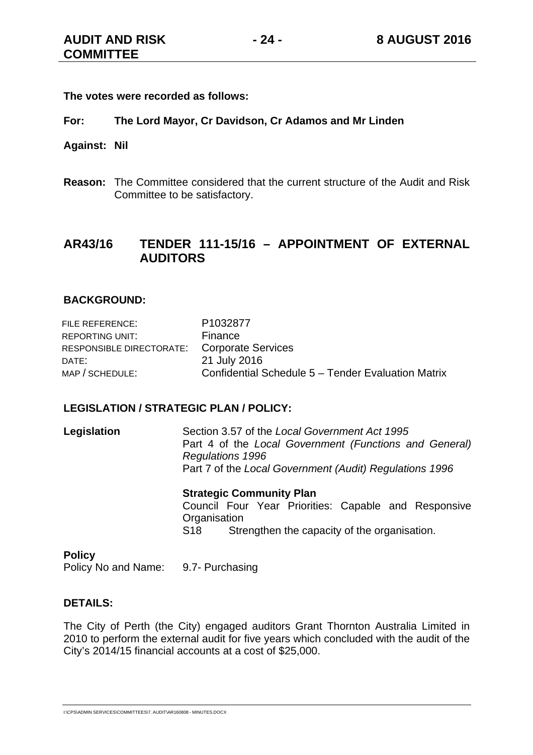**The votes were recorded as follows:**

**For:** **The Lord Mayor, Cr Davidson, Cr Adamos and Mr Linden**

**Against:** **Nil**

**Reason:** The Committee considered that the current structure of the Audit and Risk Committee to be satisfactory.

## AR43/16 TENDER 111-15/16 – APPOINTMENT OF EXTERNAL AUDITORS

### BACKGROUND:

| | |
|---|---|
| FILE REFERENCE: | P1032877 |
| REPORTING UNIT: | Finance |
| RESPONSIBLE DIRECTORATE: | Corporate Services |
| DATE: | 21 July 2016 |
| MAP / SCHEDULE: | Confidential Schedule 5 – Tender Evaluation Matrix |

### LEGISLATION / STRATEGIC PLAN / POLICY:

**Legislation**

Section 3.57 of the *Local Government Act 1995*
Part 4 of the *Local Government (Functions and General) Regulations 1996*
Part 7 of the *Local Government (Audit) Regulations 1996*

**Strategic Community Plan**
Council Four Year Priorities: Capable and Responsive Organisation
S18 Strengthen the capacity of the organisation.

**Policy**
Policy No and Name: 9.7- Purchasing

### DETAILS:

The City of Perth (the City) engaged auditors Grant Thornton Australia Limited in 2010 to perform the external audit for five years which concluded with the audit of the City's 2014/15 financial accounts at a cost of $25,000.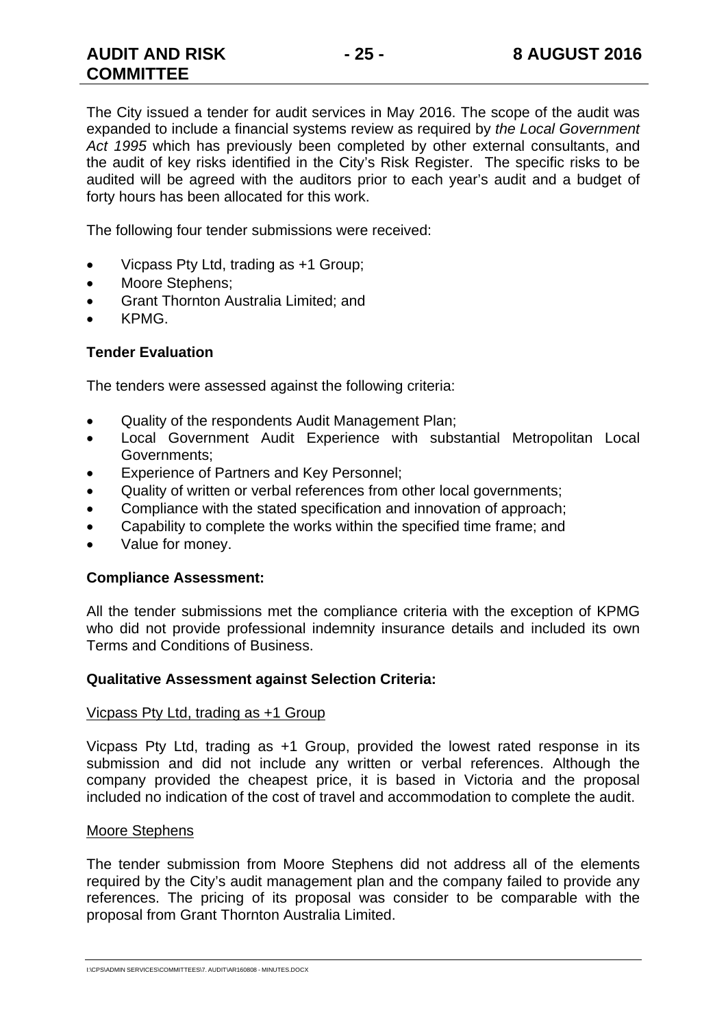The City issued a tender for audit services in May 2016. The scope of the audit was expanded to include a financial systems review as required by *the Local Government Act 1995* which has previously been completed by other external consultants, and the audit of key risks identified in the City's Risk Register. The specific risks to be audited will be agreed with the auditors prior to each year's audit and a budget of forty hours has been allocated for this work.

The following four tender submissions were received:

- Vicpass Pty Ltd, trading as +1 Group;
- Moore Stephens;
- Grant Thornton Australia Limited; and
- KPMG.

**Tender Evaluation**

The tenders were assessed against the following criteria:

- Quality of the respondents Audit Management Plan;
- Local Government Audit Experience with substantial Metropolitan Local Governments;
- Experience of Partners and Key Personnel;
- Quality of written or verbal references from other local governments;
- Compliance with the stated specification and innovation of approach;
- Capability to complete the works within the specified time frame; and
- Value for money.

**Compliance Assessment:**

All the tender submissions met the compliance criteria with the exception of KPMG who did not provide professional indemnity insurance details and included its own Terms and Conditions of Business.

**Qualitative Assessment against Selection Criteria:**

<u>Vicpass Pty Ltd, trading as +1 Group</u>

Vicpass Pty Ltd, trading as +1 Group, provided the lowest rated response in its submission and did not include any written or verbal references. Although the company provided the cheapest price, it is based in Victoria and the proposal included no indication of the cost of travel and accommodation to complete the audit.

<u>Moore Stephens</u>

The tender submission from Moore Stephens did not address all of the elements required by the City's audit management plan and the company failed to provide any references. The pricing of its proposal was consider to be comparable with the proposal from Grant Thornton Australia Limited.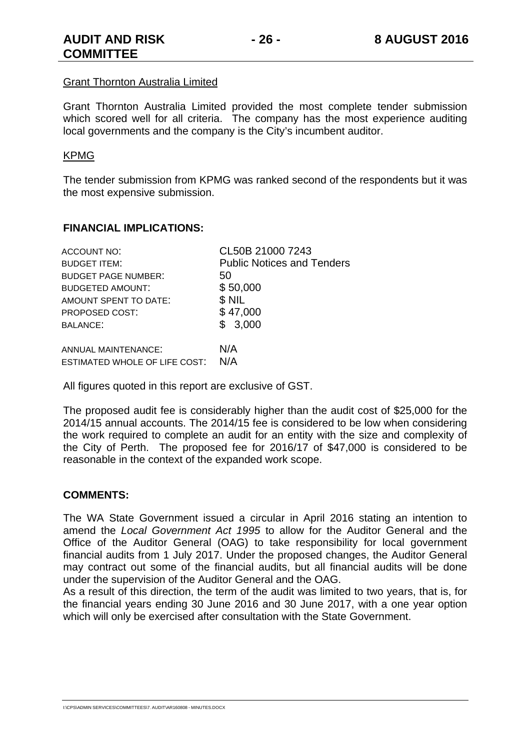Grant Thornton Australia Limited

Grant Thornton Australia Limited provided the most complete tender submission which scored well for all criteria. The company has the most experience auditing local governments and the company is the City's incumbent auditor.

KPMG

The tender submission from KPMG was ranked second of the respondents but it was the most expensive submission.

## FINANCIAL IMPLICATIONS:

| | |
|---|---|
| ACCOUNT NO: | CL50B 21000 7243 |
| BUDGET ITEM: | Public Notices and Tenders |
| BUDGET PAGE NUMBER: | 50 |
| BUDGETED AMOUNT: | $ 50,000 |
| AMOUNT SPENT TO DATE: | $ NIL |
| PROPOSED COST: | $ 47,000 |
| BALANCE: | $ 3,000 |
| | |
| ANNUAL MAINTENANCE: | N/A |
| ESTIMATED WHOLE OF LIFE COST: | N/A |

All figures quoted in this report are exclusive of GST.

The proposed audit fee is considerably higher than the audit cost of $25,000 for the 2014/15 annual accounts. The 2014/15 fee is considered to be low when considering the work required to complete an audit for an entity with the size and complexity of the City of Perth. The proposed fee for 2016/17 of $47,000 is considered to be reasonable in the context of the expanded work scope.

## COMMENTS:

The WA State Government issued a circular in April 2016 stating an intention to amend the *Local Government Act 1995* to allow for the Auditor General and the Office of the Auditor General (OAG) to take responsibility for local government financial audits from 1 July 2017. Under the proposed changes, the Auditor General may contract out some of the financial audits, but all financial audits will be done under the supervision of the Auditor General and the OAG.

As a result of this direction, the term of the audit was limited to two years, that is, for the financial years ending 30 June 2016 and 30 June 2017, with a one year option which will only be exercised after consultation with the State Government.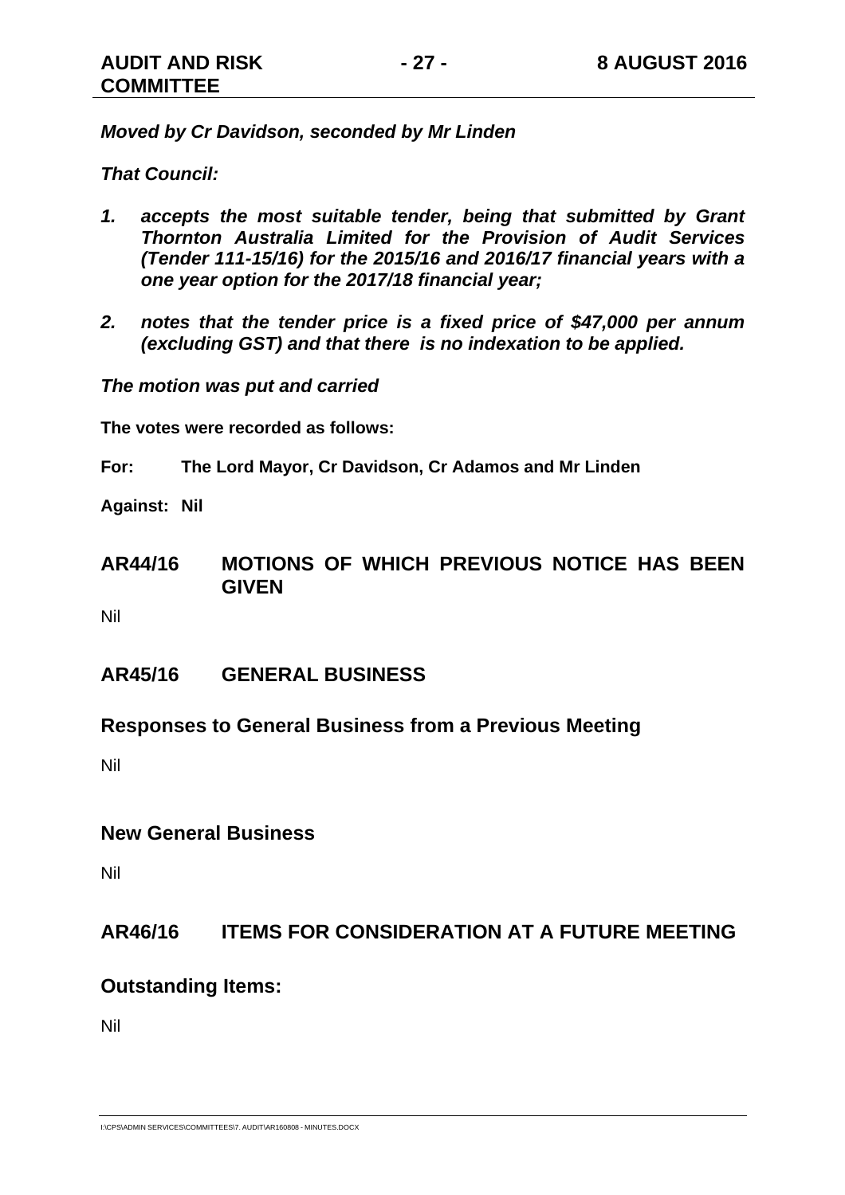***Moved by Cr Davidson, seconded by Mr Linden***

***That Council:***

1. ***accepts the most suitable tender, being that submitted by Grant Thornton Australia Limited for the Provision of Audit Services (Tender 111-15/16) for the 2015/16 and 2016/17 financial years with a one year option for the 2017/18 financial year;***

2. ***notes that the tender price is a fixed price of $47,000 per annum (excluding GST) and that there is no indexation to be applied.***

***The motion was put and carried***

**The votes were recorded as follows:**

**For:** **The Lord Mayor, Cr Davidson, Cr Adamos and Mr Linden**

**Against:** **Nil**

## AR44/16 MOTIONS OF WHICH PREVIOUS NOTICE HAS BEEN GIVEN

Nil

## AR45/16 GENERAL BUSINESS

### Responses to General Business from a Previous Meeting

Nil

### New General Business

Nil

## AR46/16 ITEMS FOR CONSIDERATION AT A FUTURE MEETING

### Outstanding Items:

Nil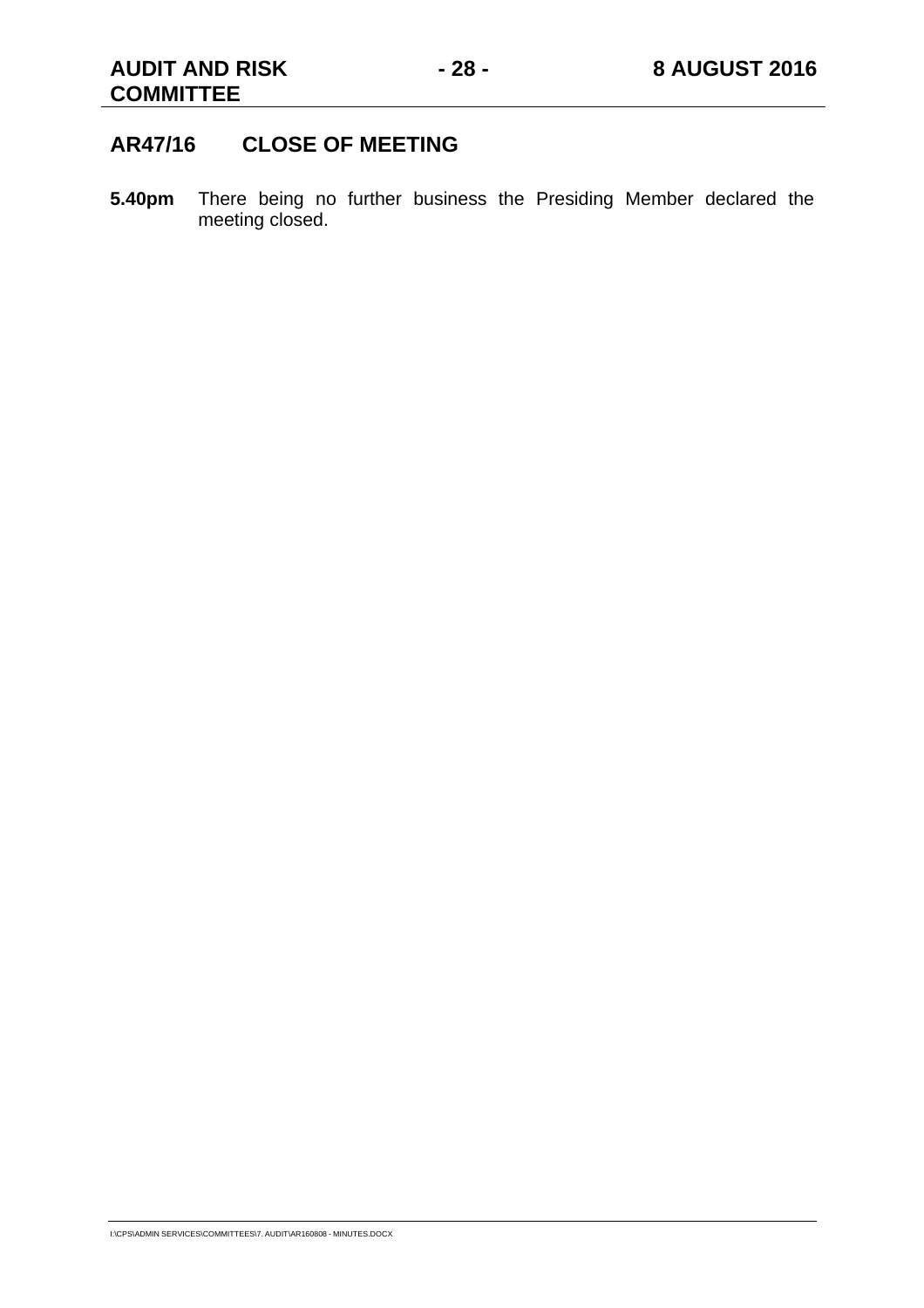## AR47/16 CLOSE OF MEETING

**5.40pm** There being no further business the Presiding Member declared the meeting closed.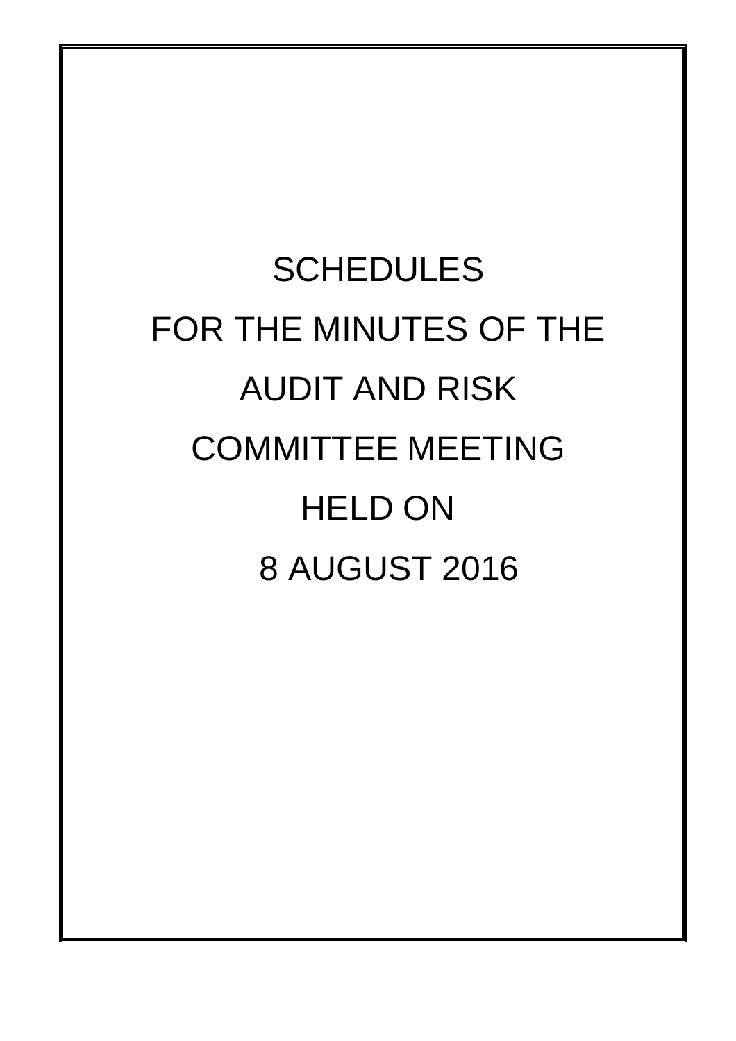# SCHEDULES

# FOR THE MINUTES OF THE

# AUDIT AND RISK

# COMMITTEE MEETING

# HELD ON

# 8 AUGUST 2016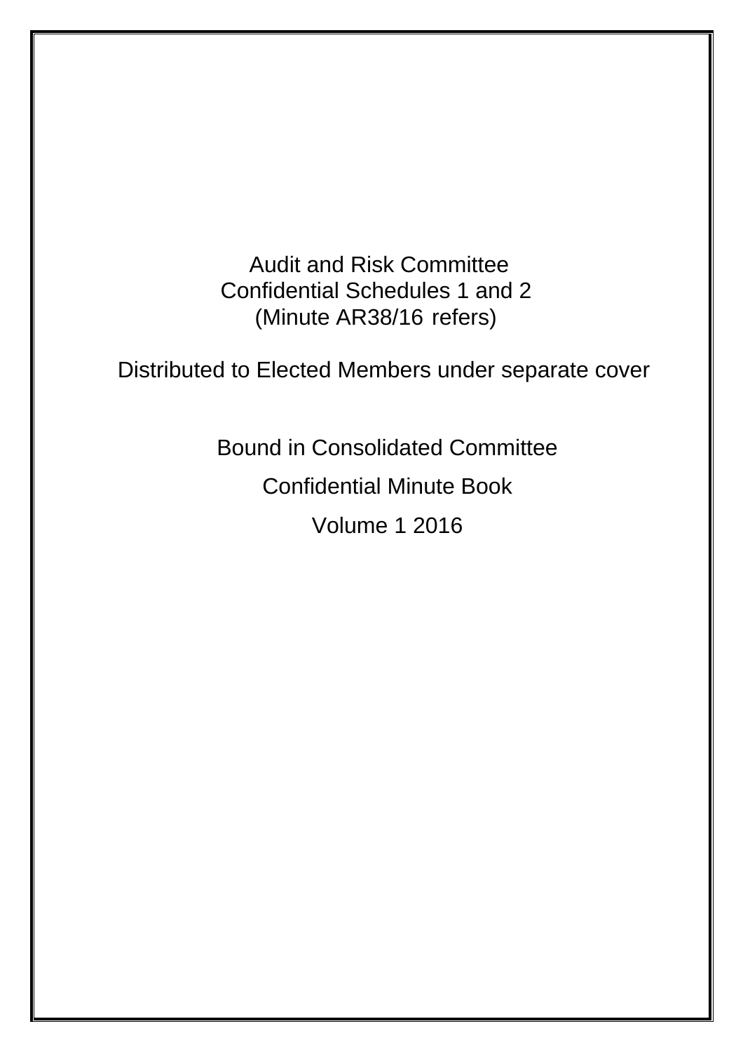Audit and Risk Committee
Confidential Schedules 1 and 2
(Minute AR38/16 refers)

Distributed to Elected Members under separate cover

Bound in Consolidated Committee

Confidential Minute Book

Volume 1 2016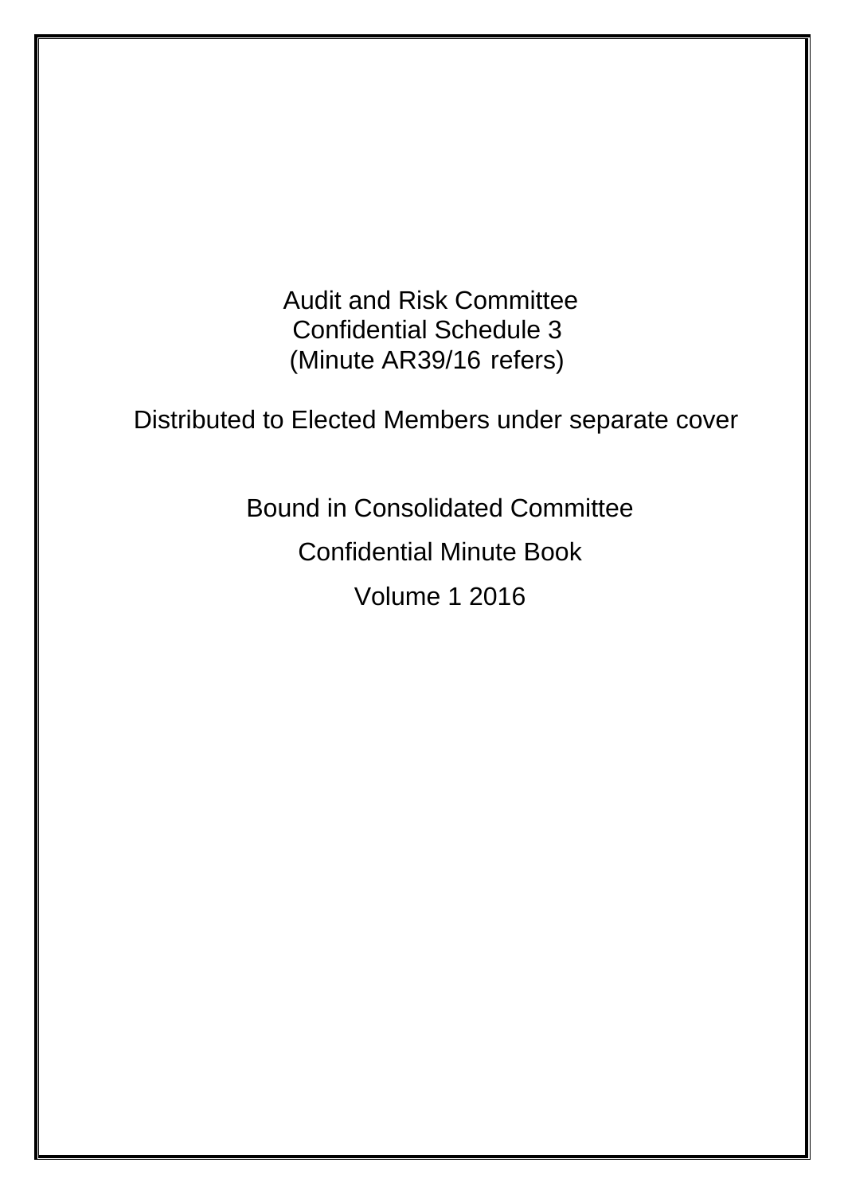Audit and Risk Committee
Confidential Schedule 3
(Minute AR39/16 refers)

Distributed to Elected Members under separate cover

Bound in Consolidated Committee

Confidential Minute Book

Volume 1 2016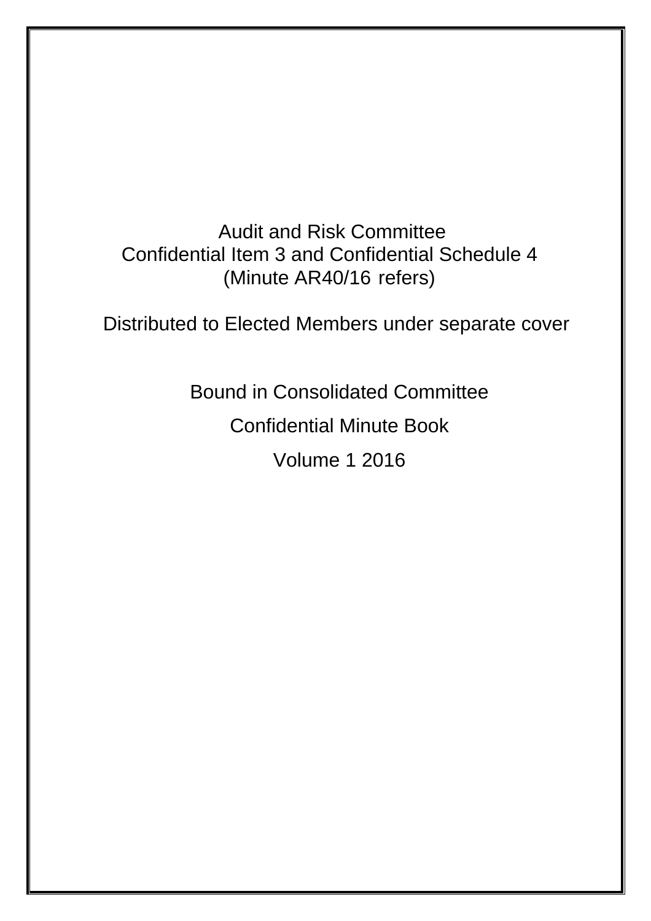Audit and Risk Committee
Confidential Item 3 and Confidential Schedule 4
(Minute AR40/16 refers)

Distributed to Elected Members under separate cover

Bound in Consolidated Committee

Confidential Minute Book

Volume 1 2016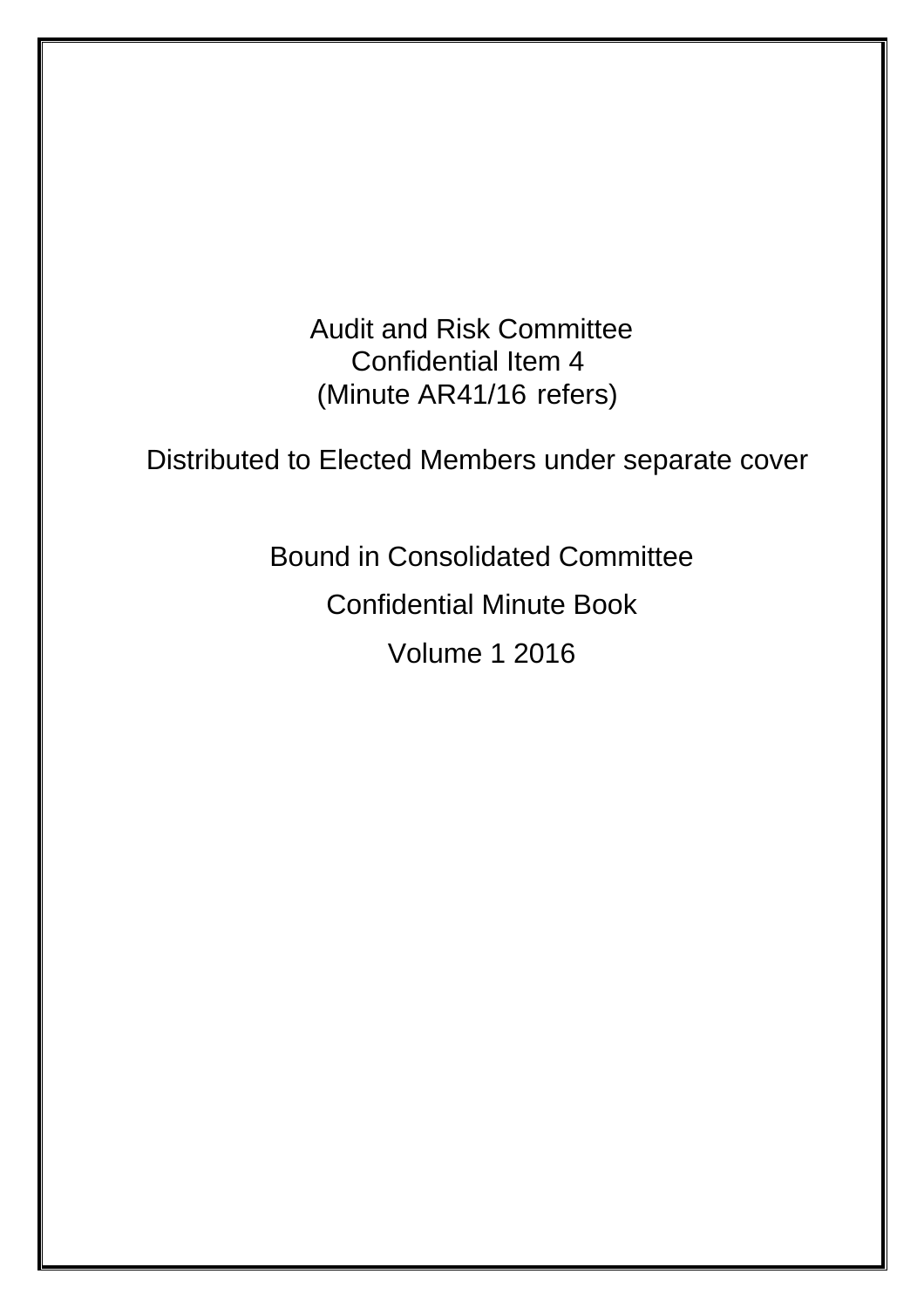Audit and Risk Committee
Confidential Item 4
(Minute AR41/16 refers)

Distributed to Elected Members under separate cover

Bound in Consolidated Committee

Confidential Minute Book

Volume 1 2016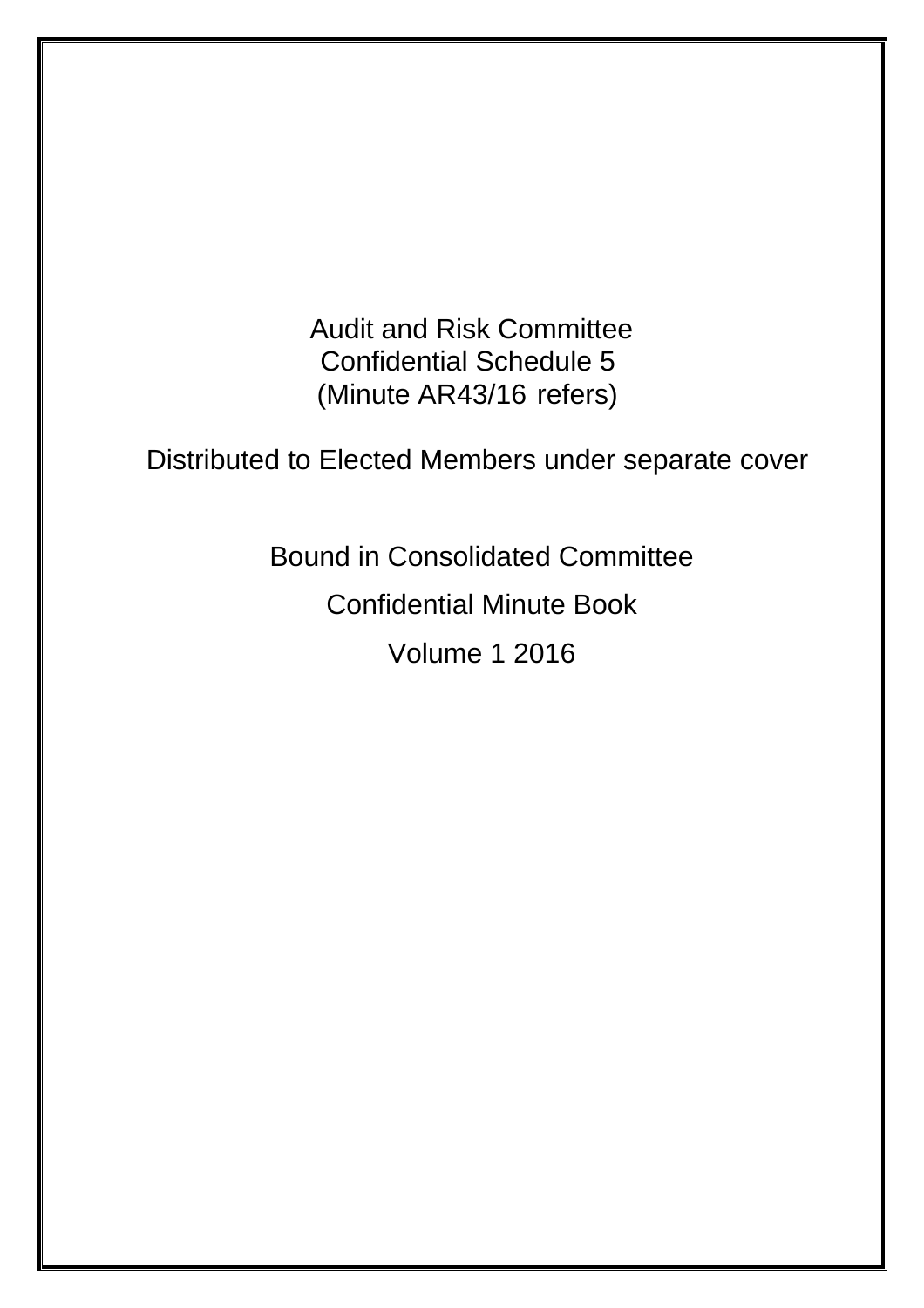Audit and Risk Committee
Confidential Schedule 5
(Minute AR43/16 refers)

Distributed to Elected Members under separate cover

Bound in Consolidated Committee

Confidential Minute Book

Volume 1 2016